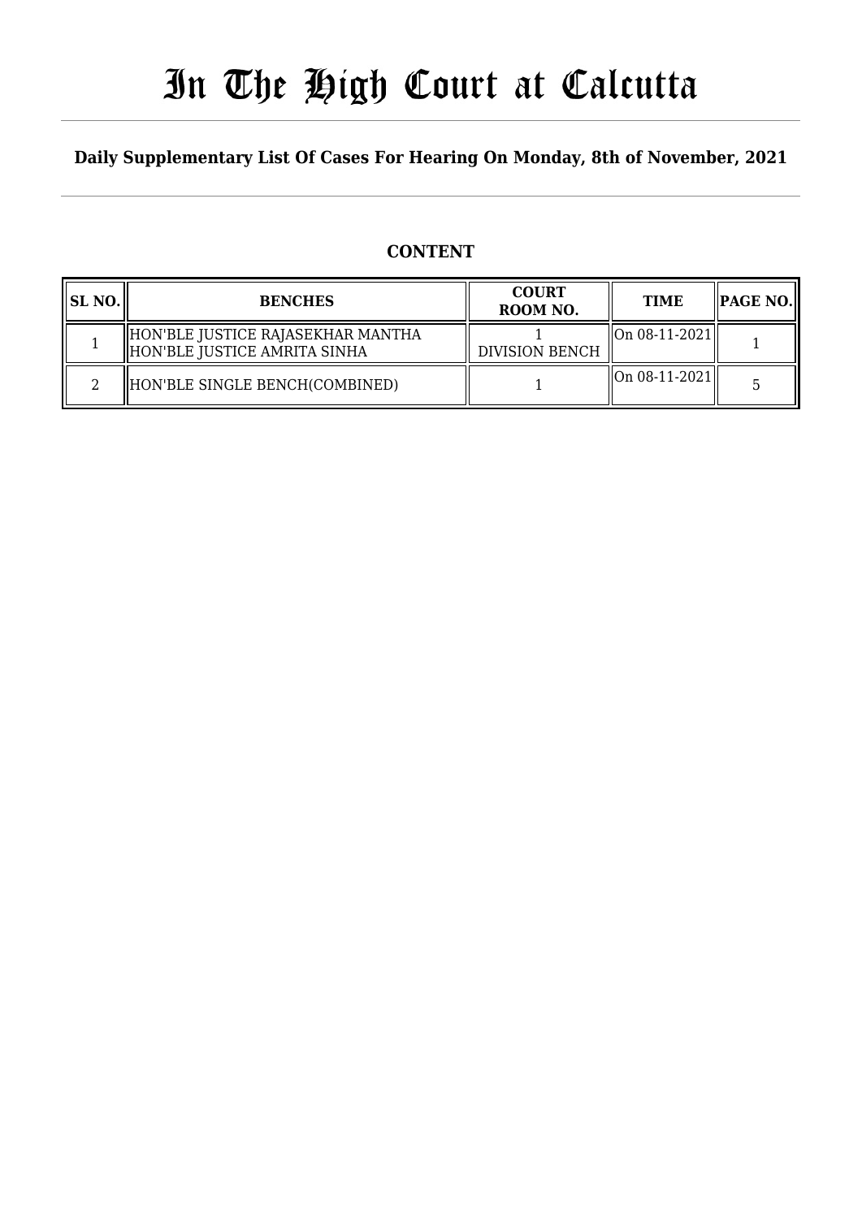# In The High Court at Calcutta

**Daily Supplementary List Of Cases For Hearing On Monday, 8th of November, 2021**

## CONTENT

| SL NO. | BENCHES | COURT ROOM NO. | TIME | PAGE NO. |
|---|---|---|---|---|
| 1 | HON'BLE JUSTICE RAJASEKHAR MANTHA<br>HON'BLE JUSTICE AMRITA SINHA | 1<br>DIVISION BENCH | On 08-11-2021 | 1 |
| 2 | HON'BLE SINGLE BENCH(COMBINED) | 1 | On 08-11-2021 | 5 |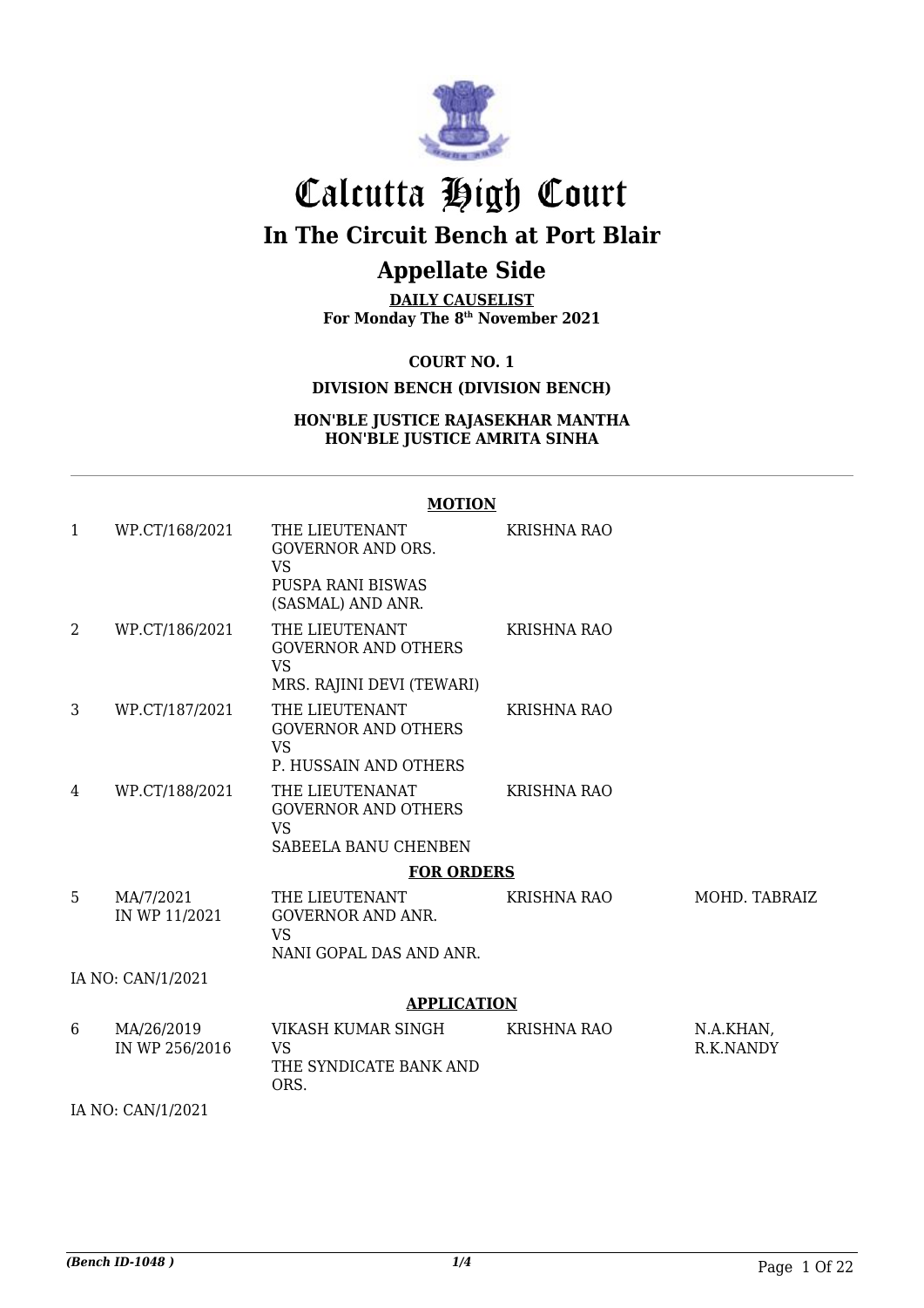# Calcutta High Court

## In The Circuit Bench at Port Blair

## Appellate Side

**DAILY CAUSELIST**
**For Monday The 8th November 2021**

**COURT NO. 1**

**DIVISION BENCH (DIVISION BENCH)**

**HON'BLE JUSTICE RAJASEKHAR MANTHA**
**HON'BLE JUSTICE AMRITA SINHA**

**MOTION**

| | | | | |
|---|---|---|---|---|
| 1 | WP.CT/168/2021 | THE LIEUTENANT GOVERNOR AND ORS. VS PUSPA RANI BISWAS (SASMAL) AND ANR. | KRISHNA RAO | |
| 2 | WP.CT/186/2021 | THE LIEUTENANT GOVERNOR AND OTHERS VS MRS. RAJINI DEVI (TEWARI) | KRISHNA RAO | |
| 3 | WP.CT/187/2021 | THE LIEUTENANT GOVERNOR AND OTHERS VS P. HUSSAIN AND OTHERS | KRISHNA RAO | |
| 4 | WP.CT/188/2021 | THE LIEUTENANAT GOVERNOR AND OTHERS VS SABEELA BANU CHENBEN | KRISHNA RAO | |

**FOR ORDERS**

| | | | | |
|---|---|---|---|---|
| 5 | MA/7/2021 IN WP 11/2021 | THE LIEUTENANT GOVERNOR AND ANR. VS NANI GOPAL DAS AND ANR. | KRISHNA RAO | MOHD. TABRAIZ |

IA NO: CAN/1/2021

**APPLICATION**

| | | | | |
|---|---|---|---|---|
| 6 | MA/26/2019 IN WP 256/2016 | VIKASH KUMAR SINGH VS THE SYNDICATE BANK AND ORS. | KRISHNA RAO | N.A.KHAN, R.K.NANDY |

IA NO: CAN/1/2021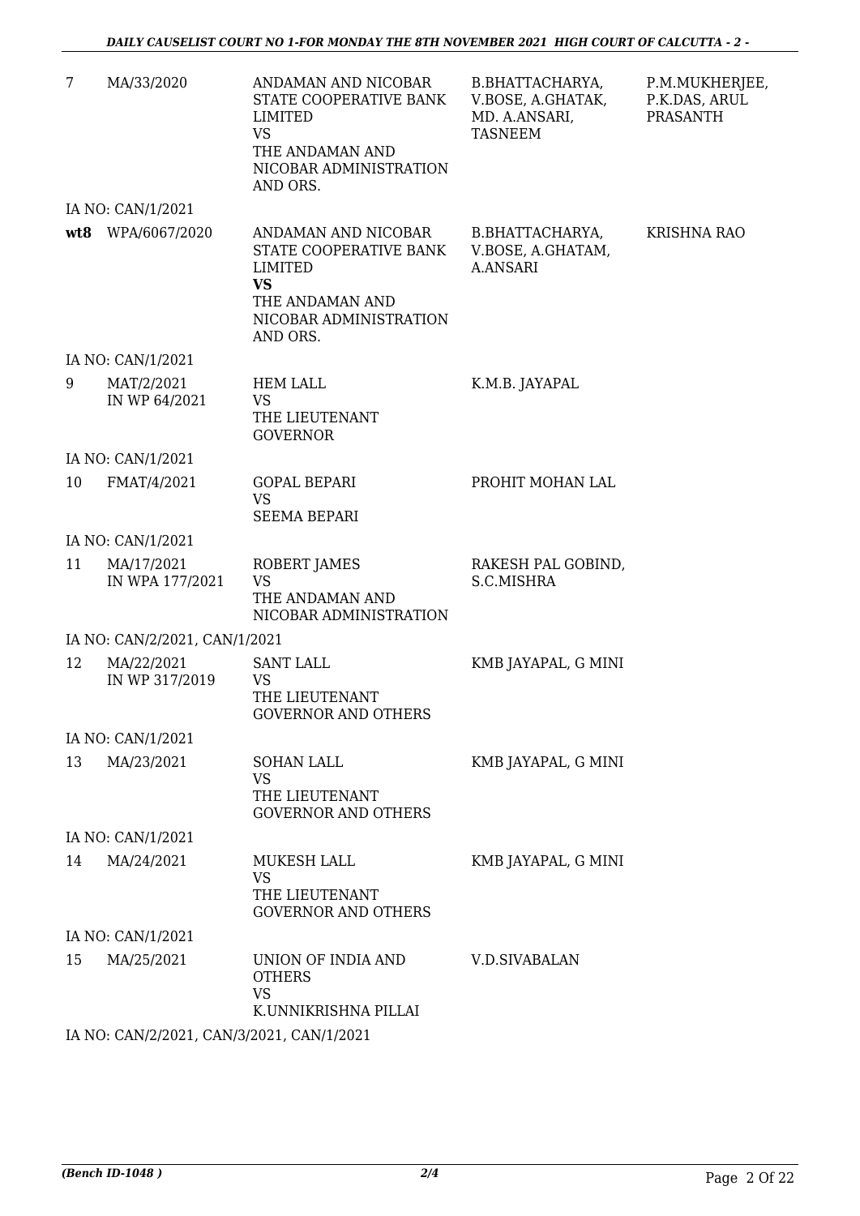| | | | | |
|---|---|---|---|---|
| 7 | MA/33/2020 | ANDAMAN AND NICOBAR STATE COOPERATIVE BANK LIMITED<br>VS<br>THE ANDAMAN AND NICOBAR ADMINISTRATION AND ORS. | B.BHATTACHARYA, V.BOSE, A.GHATAK, MD. A.ANSARI, TASNEEM | P.M.MUKHERJEE, P.K.DAS, ARUL PRASANTH |
| IA NO: CAN/1/2021 | | | | |
| **wt8** | WPA/6067/2020 | ANDAMAN AND NICOBAR STATE COOPERATIVE BANK LIMITED<br>**VS**<br>THE ANDAMAN AND NICOBAR ADMINISTRATION AND ORS. | B.BHATTACHARYA, V.BOSE, A.GHATAM, A.ANSARI | KRISHNA RAO |
| IA NO: CAN/1/2021 | | | | |
| 9 | MAT/2/2021<br>IN WP 64/2021 | HEM LALL<br>VS<br>THE LIEUTENANT GOVERNOR | K.M.B. JAYAPAL | |
| IA NO: CAN/1/2021 | | | | |
| 10 | FMAT/4/2021 | GOPAL BEPARI<br>VS<br>SEEMA BEPARI | PROHIT MOHAN LAL | |
| IA NO: CAN/1/2021 | | | | |
| 11 | MA/17/2021<br>IN WPA 177/2021 | ROBERT JAMES<br>VS<br>THE ANDAMAN AND NICOBAR ADMINISTRATION | RAKESH PAL GOBIND, S.C.MISHRA | |
| IA NO: CAN/2/2021, CAN/1/2021 | | | | |
| 12 | MA/22/2021<br>IN WP 317/2019 | SANT LALL<br>VS<br>THE LIEUTENANT GOVERNOR AND OTHERS | KMB JAYAPAL, G MINI | |
| IA NO: CAN/1/2021 | | | | |
| 13 | MA/23/2021 | SOHAN LALL<br>VS<br>THE LIEUTENANT GOVERNOR AND OTHERS | KMB JAYAPAL, G MINI | |
| IA NO: CAN/1/2021 | | | | |
| 14 | MA/24/2021 | MUKESH LALL<br>VS<br>THE LIEUTENANT GOVERNOR AND OTHERS | KMB JAYAPAL, G MINI | |
| IA NO: CAN/1/2021 | | | | |
| 15 | MA/25/2021 | UNION OF INDIA AND OTHERS<br>VS<br>K.UNNIKRISHNA PILLAI | V.D.SIVABALAN | |
| IA NO: CAN/2/2021, CAN/3/2021, CAN/1/2021 | | | | |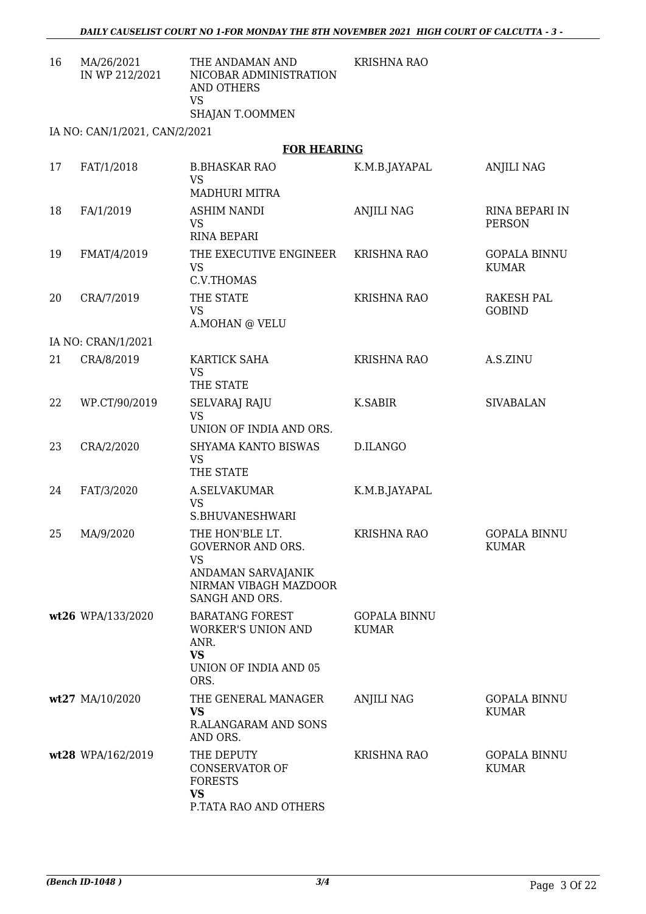| 16 | MA/26/2021 IN WP 212/2021 | THE ANDAMAN AND NICOBAR ADMINISTRATION AND OTHERS VS SHAJAN T.OOMMEN | KRISHNA RAO | |
|---|---|---|---|---|

IA NO: CAN/1/2021, CAN/2/2021

**FOR HEARING**

| | | | | |
|---|---|---|---|---|
| 17 | FAT/1/2018 | B.BHASKAR RAO VS MADHURI MITRA | K.M.B.JAYAPAL | ANJILI NAG |
| 18 | FA/1/2019 | ASHIM NANDI VS RINA BEPARI | ANJILI NAG | RINA BEPARI IN PERSON |
| 19 | FMAT/4/2019 | THE EXECUTIVE ENGINEER VS C.V.THOMAS | KRISHNA RAO | GOPALA BINNU KUMAR |
| 20 | CRA/7/2019 | THE STATE VS A.MOHAN @ VELU | KRISHNA RAO | RAKESH PAL GOBIND |

IA NO: CRAN/1/2021

| | | | | |
|---|---|---|---|---|
| 21 | CRA/8/2019 | KARTICK SAHA VS THE STATE | KRISHNA RAO | A.S.ZINU |
| 22 | WP.CT/90/2019 | SELVARAJ RAJU VS UNION OF INDIA AND ORS. | K.SABIR | SIVABALAN |
| 23 | CRA/2/2020 | SHYAMA KANTO BISWAS VS THE STATE | D.ILANGO | |
| 24 | FAT/3/2020 | A.SELVAKUMAR VS S.BHUVANESHWARI | K.M.B.JAYAPAL | |
| 25 | MA/9/2020 | THE HON'BLE LT. GOVERNOR AND ORS. VS ANDAMAN SARVAJANIK NIRMAN VIBAGH MAZDOOR SANGH AND ORS. | KRISHNA RAO | GOPALA BINNU KUMAR |
| **wt**26 | WPA/133/2020 | BARATANG FOREST WORKER'S UNION AND ANR. **VS** UNION OF INDIA AND 05 ORS. | GOPALA BINNU KUMAR | |
| **wt**27 | MA/10/2020 | THE GENERAL MANAGER **VS** R.ALANGARAM AND SONS AND ORS. | ANJILI NAG | GOPALA BINNU KUMAR |
| **wt**28 | WPA/162/2019 | THE DEPUTY CONSERVATOR OF FORESTS **VS** P.TATA RAO AND OTHERS | KRISHNA RAO | GOPALA BINNU KUMAR |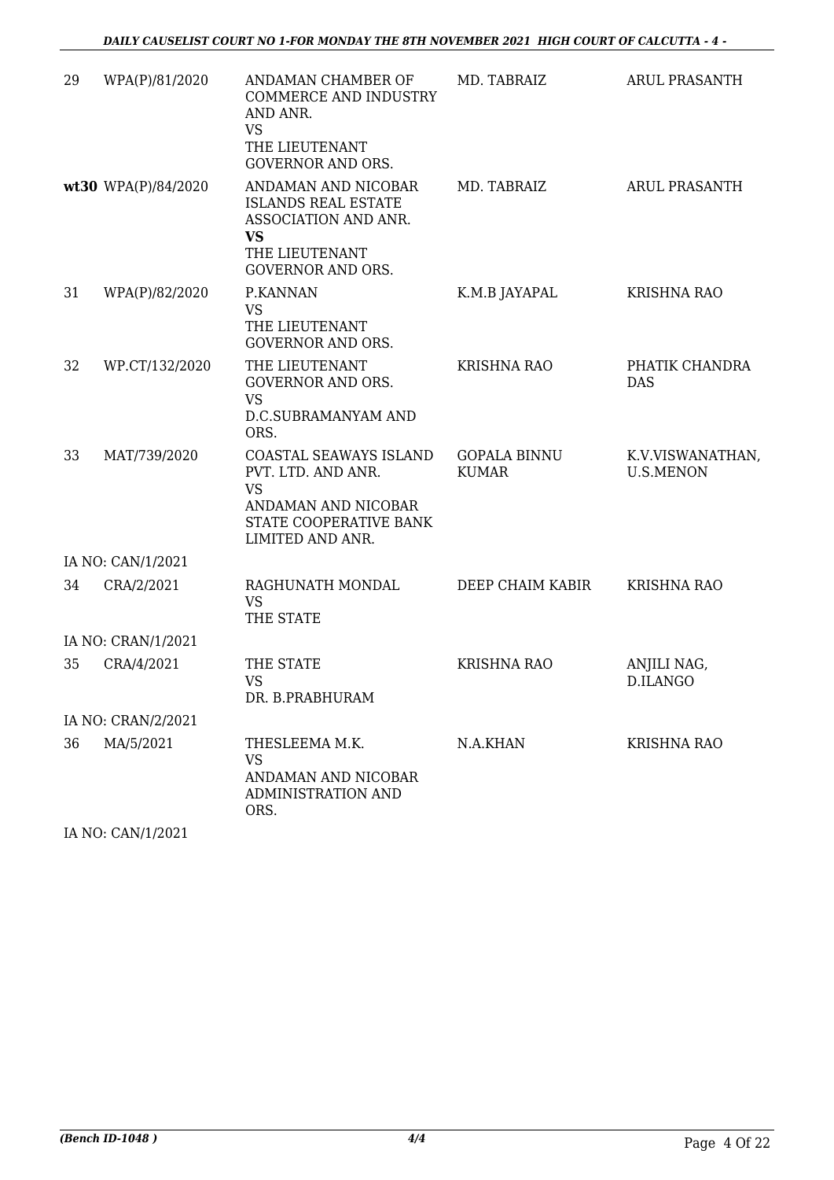| | | | | |
|---|---|---|---|---|
| 29 | WPA(P)/81/2020 | ANDAMAN CHAMBER OF COMMERCE AND INDUSTRY AND ANR.<br>VS<br>THE LIEUTENANT GOVERNOR AND ORS. | MD. TABRAIZ | ARUL PRASANTH |
| **wt30** | WPA(P)/84/2020 | ANDAMAN AND NICOBAR ISLANDS REAL ESTATE ASSOCIATION AND ANR.<br>**VS**<br>THE LIEUTENANT GOVERNOR AND ORS. | MD. TABRAIZ | ARUL PRASANTH |
| 31 | WPA(P)/82/2020 | P.KANNAN<br>VS<br>THE LIEUTENANT GOVERNOR AND ORS. | K.M.B JAYAPAL | KRISHNA RAO |
| 32 | WP.CT/132/2020 | THE LIEUTENANT GOVERNOR AND ORS.<br>VS<br>D.C.SUBRAMANYAM AND ORS. | KRISHNA RAO | PHATIK CHANDRA DAS |
| 33 | MAT/739/2020 | COASTAL SEAWAYS ISLAND PVT. LTD. AND ANR.<br>VS<br>ANDAMAN AND NICOBAR STATE COOPERATIVE BANK LIMITED AND ANR. | GOPALA BINNU KUMAR | K.V.VISWANATHAN, U.S.MENON |
| | IA NO: CAN/1/2021 | | | |
| 34 | CRA/2/2021 | RAGHUNATH MONDAL<br>VS<br>THE STATE | DEEP CHAIM KABIR | KRISHNA RAO |
| | IA NO: CRAN/1/2021 | | | |
| 35 | CRA/4/2021 | THE STATE<br>VS<br>DR. B.PRABHURAM | KRISHNA RAO | ANJILI NAG, D.ILANGO |
| | IA NO: CRAN/2/2021 | | | |
| 36 | MA/5/2021 | THESLEEMA M.K.<br>VS<br>ANDAMAN AND NICOBAR ADMINISTRATION AND ORS. | N.A.KHAN | KRISHNA RAO |
| | IA NO: CAN/1/2021 | | | |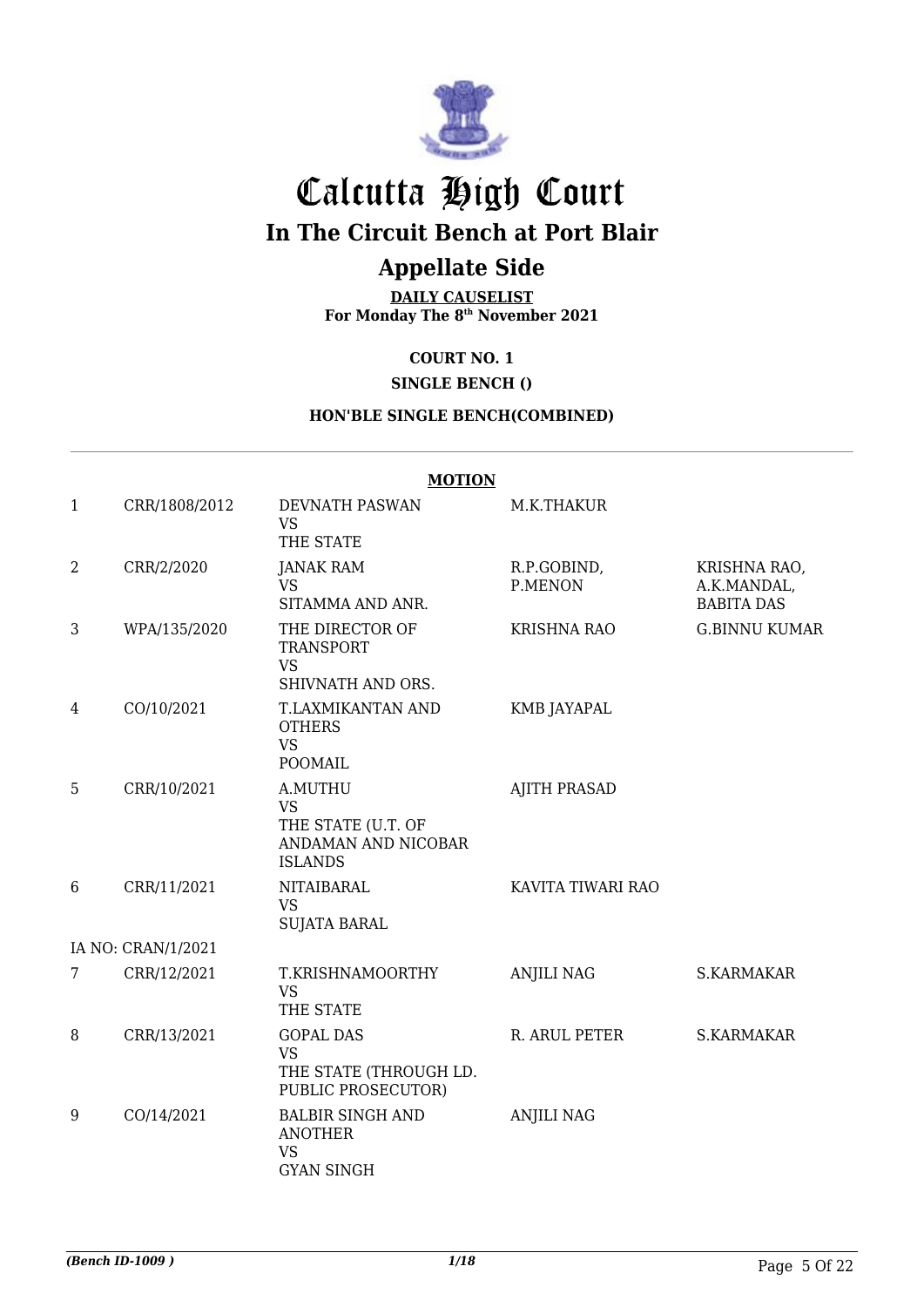# Calcutta High Court

## In The Circuit Bench at Port Blair

## Appellate Side

**DAILY CAUSELIST**
**For Monday The 8th November 2021**

**COURT NO. 1**

**SINGLE BENCH ()**

**HON'BLE SINGLE BENCH(COMBINED)**

**MOTION**

| | | | | |
|---|---|---|---|---|
| 1 | CRR/1808/2012 | DEVNATH PASWAN VS THE STATE | M.K.THAKUR | |
| 2 | CRR/2/2020 | JANAK RAM VS SITAMMA AND ANR. | R.P.GOBIND, P.MENON | KRISHNA RAO, A.K.MANDAL, BABITA DAS |
| 3 | WPA/135/2020 | THE DIRECTOR OF TRANSPORT VS SHIVNATH AND ORS. | KRISHNA RAO | G.BINNU KUMAR |
| 4 | CO/10/2021 | T.LAXMIKANTAN AND OTHERS VS POOMAIL | KMB JAYAPAL | |
| 5 | CRR/10/2021 | A.MUTHU VS THE STATE (U.T. OF ANDAMAN AND NICOBAR ISLANDS | AJITH PRASAD | |
| 6 | CRR/11/2021 | NITAIBARAL VS SUJATA BARAL | KAVITA TIWARI RAO | |
| | IA NO: CRAN/1/2021 | | | |
| 7 | CRR/12/2021 | T.KRISHNAMOORTHY VS THE STATE | ANJILI NAG | S.KARMAKAR |
| 8 | CRR/13/2021 | GOPAL DAS VS THE STATE (THROUGH LD. PUBLIC PROSECUTOR) | R. ARUL PETER | S.KARMAKAR |
| 9 | CO/14/2021 | BALBIR SINGH AND ANOTHER VS GYAN SINGH | ANJILI NAG | |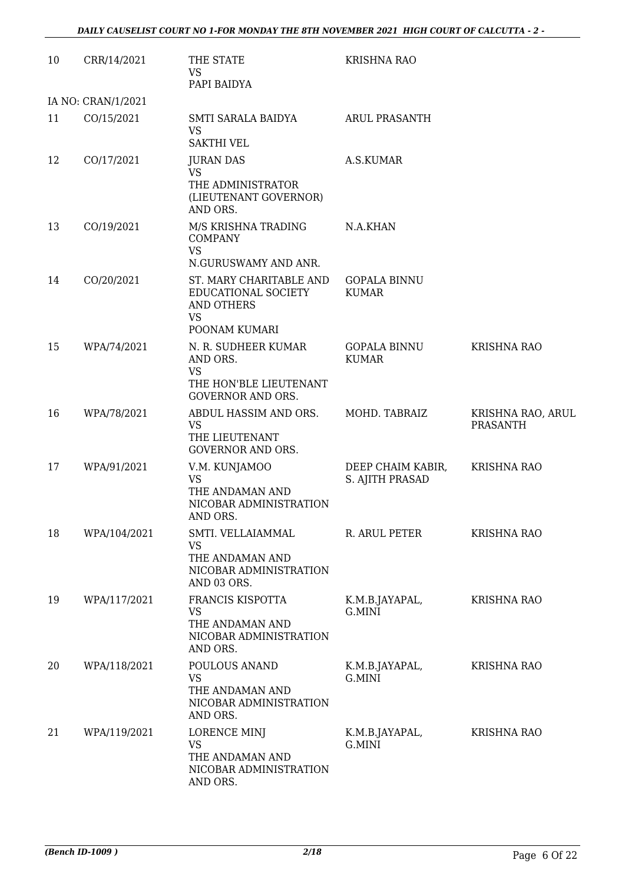| | | | | |
|---|---|---|---|---|
| 10 | CRR/14/2021 | THE STATE<br>VS<br>PAPI BAIDYA | KRISHNA RAO | |
| | IA NO: CRAN/1/2021 | | | |
| 11 | CO/15/2021 | SMTI SARALA BAIDYA<br>VS<br>SAKTHI VEL | ARUL PRASANTH | |
| 12 | CO/17/2021 | JURAN DAS<br>VS<br>THE ADMINISTRATOR (LIEUTENANT GOVERNOR) AND ORS. | A.S.KUMAR | |
| 13 | CO/19/2021 | M/S KRISHNA TRADING COMPANY<br>VS<br>N.GURUSWAMY AND ANR. | N.A.KHAN | |
| 14 | CO/20/2021 | ST. MARY CHARITABLE AND EDUCATIONAL SOCIETY AND OTHERS<br>VS<br>POONAM KUMARI | GOPALA BINNU KUMAR | |
| 15 | WPA/74/2021 | N. R. SUDHEER KUMAR AND ORS.<br>VS<br>THE HON'BLE LIEUTENANT GOVERNOR AND ORS. | GOPALA BINNU KUMAR | KRISHNA RAO |
| 16 | WPA/78/2021 | ABDUL HASSIM AND ORS.<br>VS<br>THE LIEUTENANT GOVERNOR AND ORS. | MOHD. TABRAIZ | KRISHNA RAO, ARUL PRASANTH |
| 17 | WPA/91/2021 | V.M. KUNJAMOO<br>VS<br>THE ANDAMAN AND NICOBAR ADMINISTRATION AND ORS. | DEEP CHAIM KABIR, S. AJITH PRASAD | KRISHNA RAO |
| 18 | WPA/104/2021 | SMTI. VELLAIAMMAL<br>VS<br>THE ANDAMAN AND NICOBAR ADMINISTRATION AND 03 ORS. | R. ARUL PETER | KRISHNA RAO |
| 19 | WPA/117/2021 | FRANCIS KISPOTTA<br>VS<br>THE ANDAMAN AND NICOBAR ADMINISTRATION AND ORS. | K.M.B.JAYAPAL, G.MINI | KRISHNA RAO |
| 20 | WPA/118/2021 | POULOUS ANAND<br>VS<br>THE ANDAMAN AND NICOBAR ADMINISTRATION AND ORS. | K.M.B.JAYAPAL, G.MINI | KRISHNA RAO |
| 21 | WPA/119/2021 | LORENCE MINJ<br>VS<br>THE ANDAMAN AND NICOBAR ADMINISTRATION AND ORS. | K.M.B.JAYAPAL, G.MINI | KRISHNA RAO |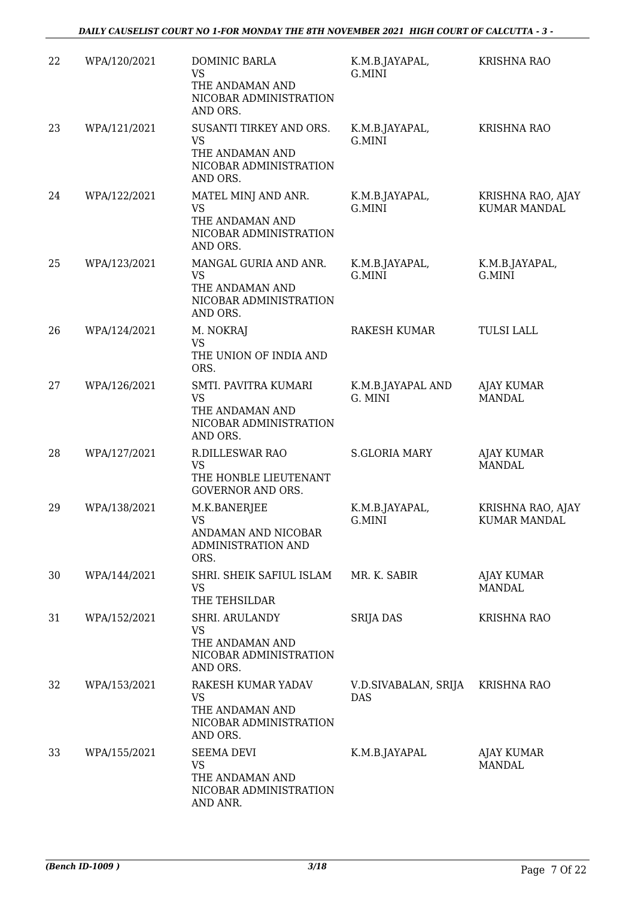| 22 | WPA/120/2021 | DOMINIC BARLA<br>VS<br>THE ANDAMAN AND NICOBAR ADMINISTRATION AND ORS. | K.M.B.JAYAPAL, G.MINI | KRISHNA RAO |
|---|---|---|---|---|
| 23 | WPA/121/2021 | SUSANTI TIRKEY AND ORS.<br>VS<br>THE ANDAMAN AND NICOBAR ADMINISTRATION AND ORS. | K.M.B.JAYAPAL, G.MINI | KRISHNA RAO |
| 24 | WPA/122/2021 | MATEL MINJ AND ANR.<br>VS<br>THE ANDAMAN AND NICOBAR ADMINISTRATION AND ORS. | K.M.B.JAYAPAL, G.MINI | KRISHNA RAO, AJAY KUMAR MANDAL |
| 25 | WPA/123/2021 | MANGAL GURIA AND ANR.<br>VS<br>THE ANDAMAN AND NICOBAR ADMINISTRATION AND ORS. | K.M.B.JAYAPAL, G.MINI | K.M.B.JAYAPAL, G.MINI |
| 26 | WPA/124/2021 | M. NOKRAJ<br>VS<br>THE UNION OF INDIA AND ORS. | RAKESH KUMAR | TULSI LALL |
| 27 | WPA/126/2021 | SMTI. PAVITRA KUMARI<br>VS<br>THE ANDAMAN AND NICOBAR ADMINISTRATION AND ORS. | K.M.B.JAYAPAL AND G. MINI | AJAY KUMAR MANDAL |
| 28 | WPA/127/2021 | R.DILLESWAR RAO<br>VS<br>THE HONBLE LIEUTENANT GOVERNOR AND ORS. | S.GLORIA MARY | AJAY KUMAR MANDAL |
| 29 | WPA/138/2021 | M.K.BANERJEE<br>VS<br>ANDAMAN AND NICOBAR ADMINISTRATION AND ORS. | K.M.B.JAYAPAL, G.MINI | KRISHNA RAO, AJAY KUMAR MANDAL |
| 30 | WPA/144/2021 | SHRI. SHEIK SAFIUL ISLAM<br>VS<br>THE TEHSILDAR | MR. K. SABIR | AJAY KUMAR MANDAL |
| 31 | WPA/152/2021 | SHRI. ARULANDY<br>VS<br>THE ANDAMAN AND NICOBAR ADMINISTRATION AND ORS. | SRIJA DAS | KRISHNA RAO |
| 32 | WPA/153/2021 | RAKESH KUMAR YADAV<br>VS<br>THE ANDAMAN AND NICOBAR ADMINISTRATION AND ORS. | V.D.SIVABALAN, SRIJA DAS | KRISHNA RAO |
| 33 | WPA/155/2021 | SEEMA DEVI<br>VS<br>THE ANDAMAN AND NICOBAR ADMINISTRATION AND ANR. | K.M.B.JAYAPAL | AJAY KUMAR MANDAL |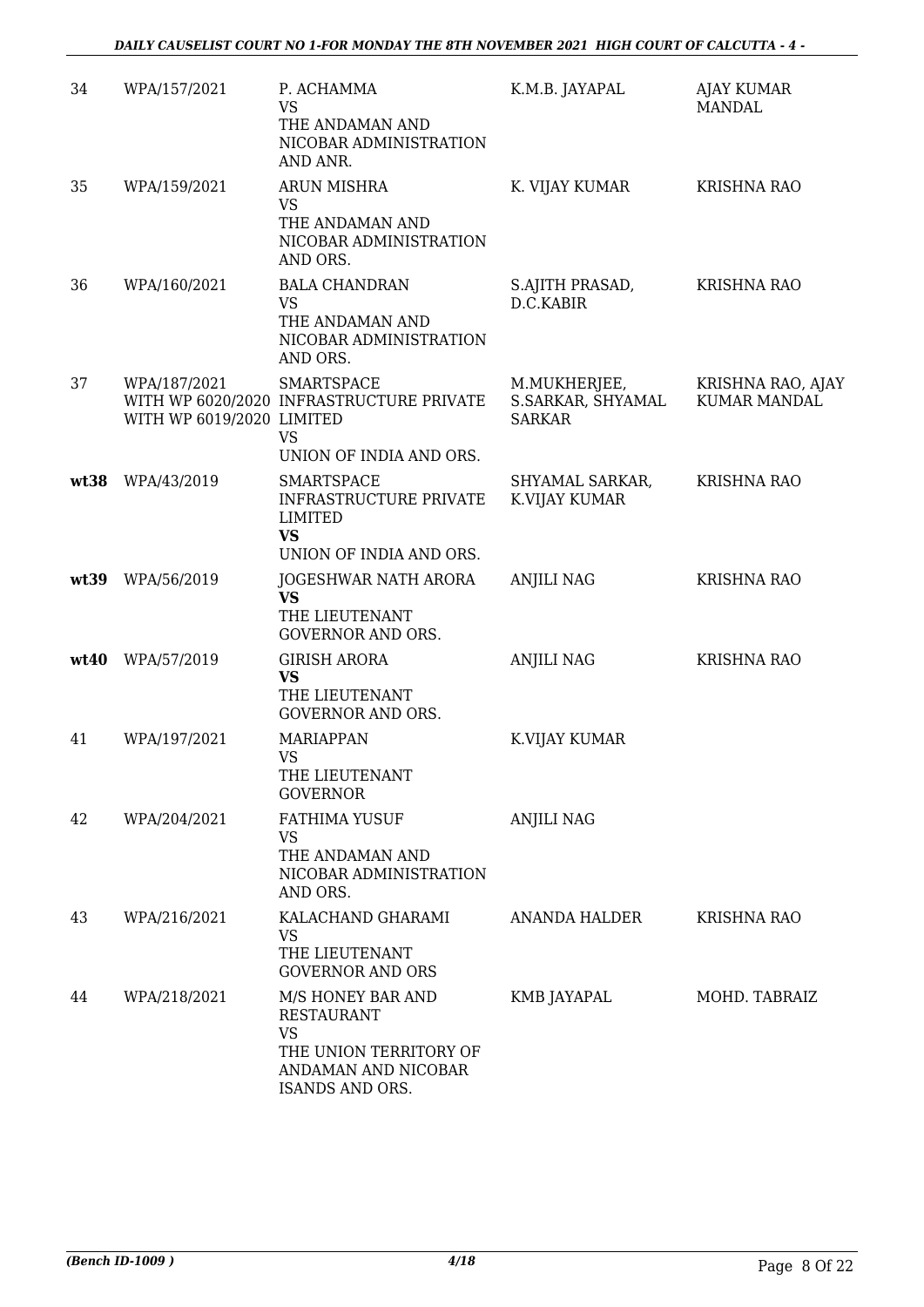| 34 | WPA/157/2021 | P. ACHAMMA<br>VS<br>THE ANDAMAN AND NICOBAR ADMINISTRATION AND ANR. | K.M.B. JAYAPAL | AJAY KUMAR MANDAL |
|---|---|---|---|---|
| 35 | WPA/159/2021 | ARUN MISHRA<br>VS<br>THE ANDAMAN AND NICOBAR ADMINISTRATION AND ORS. | K. VIJAY KUMAR | KRISHNA RAO |
| 36 | WPA/160/2021 | BALA CHANDRAN<br>VS<br>THE ANDAMAN AND NICOBAR ADMINISTRATION AND ORS. | S.AJITH PRASAD, D.C.KABIR | KRISHNA RAO |
| 37 | WPA/187/2021<br>WITH WP 6020/2020<br>WITH WP 6019/2020 | SMARTSPACE INFRASTRUCTURE PRIVATE LIMITED<br>VS<br>UNION OF INDIA AND ORS. | M.MUKHERJEE, S.SARKAR, SHYAMAL SARKAR | KRISHNA RAO, AJAY KUMAR MANDAL |
| **wt38** | WPA/43/2019 | SMARTSPACE INFRASTRUCTURE PRIVATE LIMITED<br>**VS**<br>UNION OF INDIA AND ORS. | SHYAMAL SARKAR, K.VIJAY KUMAR | KRISHNA RAO |
| **wt39** | WPA/56/2019 | JOGESHWAR NATH ARORA<br>**VS**<br>THE LIEUTENANT GOVERNOR AND ORS. | ANJILI NAG | KRISHNA RAO |
| **wt40** | WPA/57/2019 | GIRISH ARORA<br>**VS**<br>THE LIEUTENANT GOVERNOR AND ORS. | ANJILI NAG | KRISHNA RAO |
| 41 | WPA/197/2021 | MARIAPPAN<br>VS<br>THE LIEUTENANT GOVERNOR | K.VIJAY KUMAR | |
| 42 | WPA/204/2021 | FATHIMA YUSUF<br>VS<br>THE ANDAMAN AND NICOBAR ADMINISTRATION AND ORS. | ANJILI NAG | |
| 43 | WPA/216/2021 | KALACHAND GHARAMI<br>VS<br>THE LIEUTENANT GOVERNOR AND ORS | ANANDA HALDER | KRISHNA RAO |
| 44 | WPA/218/2021 | M/S HONEY BAR AND RESTAURANT<br>VS<br>THE UNION TERRITORY OF ANDAMAN AND NICOBAR ISANDS AND ORS. | KMB JAYAPAL | MOHD. TABRAIZ |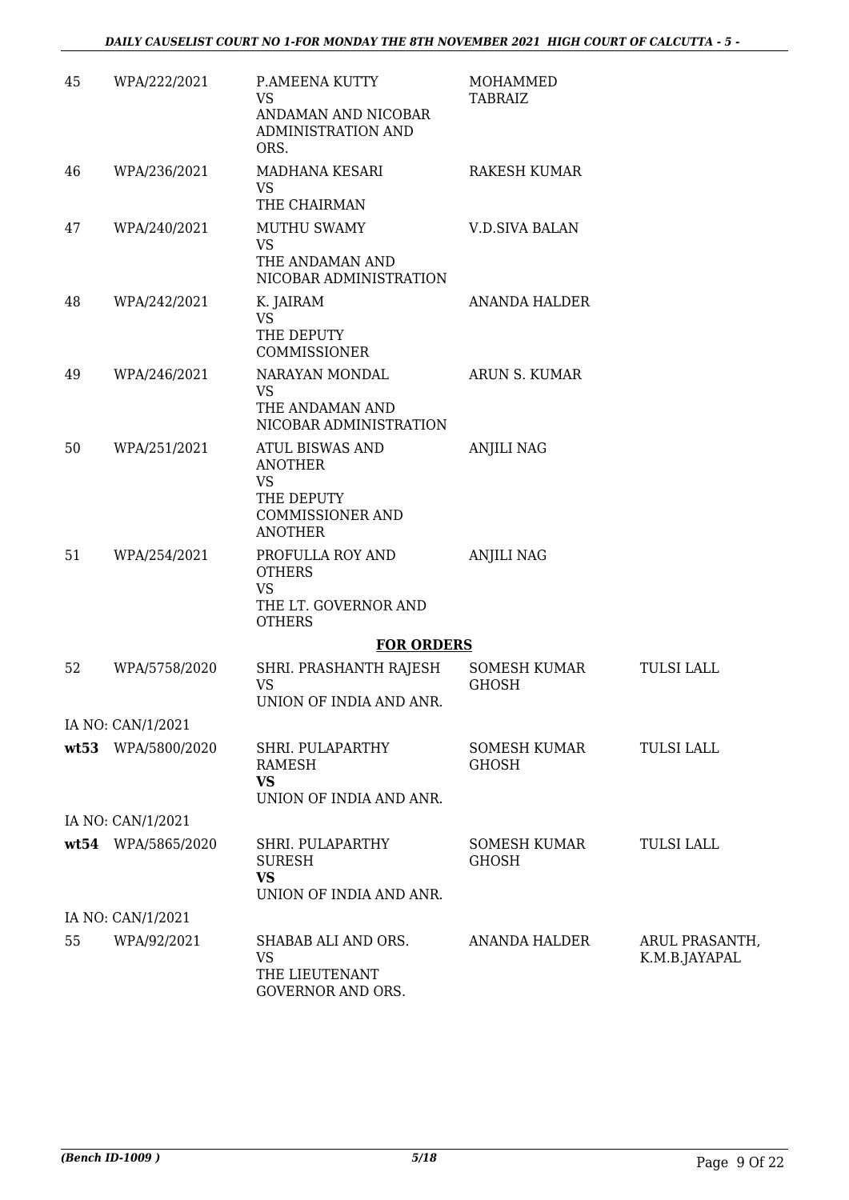| | | | | |
|---|---|---|---|---|
| 45 | WPA/222/2021 | P.AMEENA KUTTY<br>VS<br>ANDAMAN AND NICOBAR ADMINISTRATION AND ORS. | MOHAMMED TABRAIZ | |
| 46 | WPA/236/2021 | MADHANA KESARI<br>VS<br>THE CHAIRMAN | RAKESH KUMAR | |
| 47 | WPA/240/2021 | MUTHU SWAMY<br>VS<br>THE ANDAMAN AND NICOBAR ADMINISTRATION | V.D.SIVA BALAN | |
| 48 | WPA/242/2021 | K. JAIRAM<br>VS<br>THE DEPUTY COMMISSIONER | ANANDA HALDER | |
| 49 | WPA/246/2021 | NARAYAN MONDAL<br>VS<br>THE ANDAMAN AND NICOBAR ADMINISTRATION | ARUN S. KUMAR | |
| 50 | WPA/251/2021 | ATUL BISWAS AND ANOTHER<br>VS<br>THE DEPUTY COMMISSIONER AND ANOTHER | ANJILI NAG | |
| 51 | WPA/254/2021 | PROFULLA ROY AND OTHERS<br>VS<br>THE LT. GOVERNOR AND OTHERS | ANJILI NAG | |

**FOR ORDERS**

| | | | | |
|---|---|---|---|---|
| 52 | WPA/5758/2020 | SHRI. PRASHANTH RAJESH<br>VS<br>UNION OF INDIA AND ANR. | SOMESH KUMAR GHOSH | TULSI LALL |
| | IA NO: CAN/1/2021 | | | |
| **wt53** | WPA/5800/2020 | SHRI. PULAPARTHY RAMESH<br>**VS**<br>UNION OF INDIA AND ANR. | SOMESH KUMAR GHOSH | TULSI LALL |
| | IA NO: CAN/1/2021 | | | |
| **wt54** | WPA/5865/2020 | SHRI. PULAPARTHY SURESH<br>**VS**<br>UNION OF INDIA AND ANR. | SOMESH KUMAR GHOSH | TULSI LALL |
| | IA NO: CAN/1/2021 | | | |
| 55 | WPA/92/2021 | SHABAB ALI AND ORS.<br>VS<br>THE LIEUTENANT GOVERNOR AND ORS. | ANANDA HALDER | ARUL PRASANTH, K.M.B.JAYAPAL |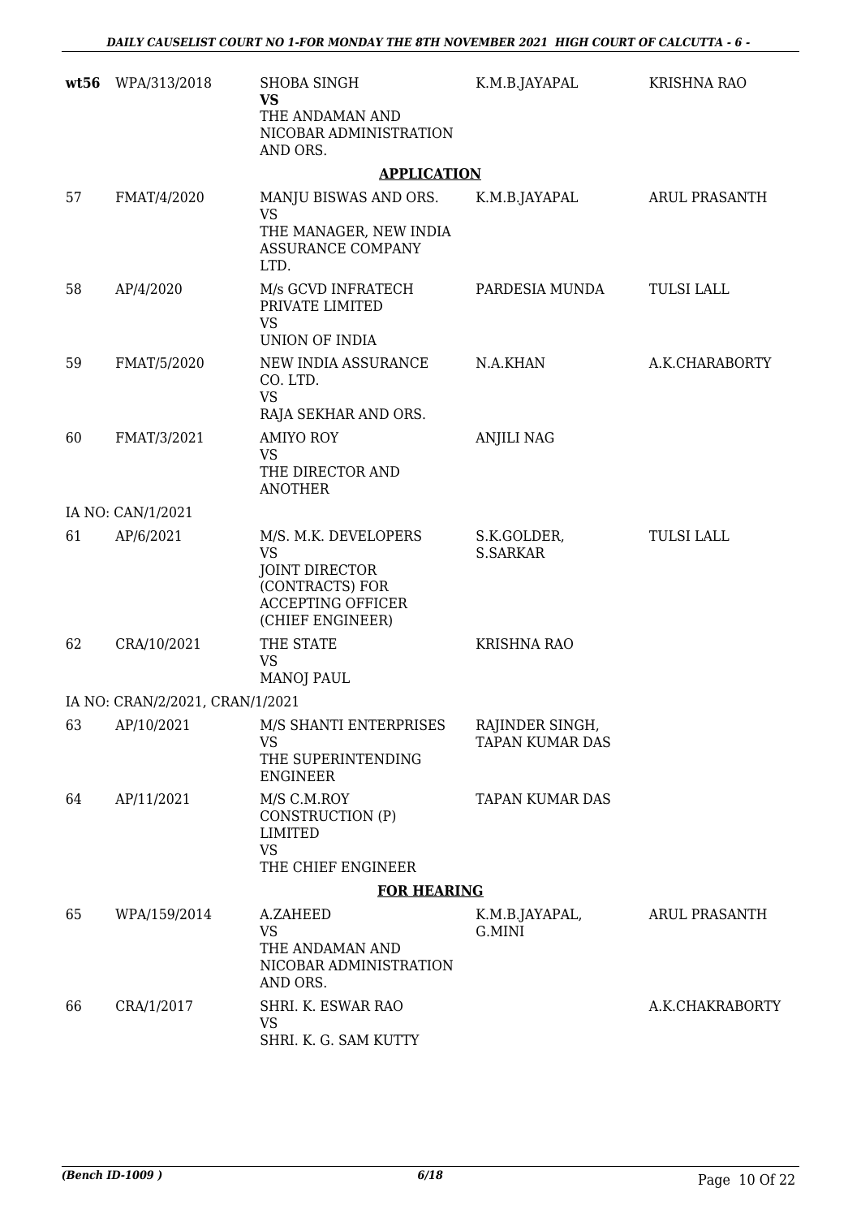| | | | | |
|---|---|---|---|---|
| **wt56** | WPA/313/2018 | SHOBA SINGH **VS** THE ANDAMAN AND NICOBAR ADMINISTRATION AND ORS. | K.M.B.JAYAPAL | KRISHNA RAO |

**APPLICATION**

| | | | | |
|---|---|---|---|---|
| 57 | FMAT/4/2020 | MANJU BISWAS AND ORS. VS THE MANAGER, NEW INDIA ASSURANCE COMPANY LTD. | K.M.B.JAYAPAL | ARUL PRASANTH |
| 58 | AP/4/2020 | M/s GCVD INFRATECH PRIVATE LIMITED VS UNION OF INDIA | PARDESIA MUNDA | TULSI LALL |
| 59 | FMAT/5/2020 | NEW INDIA ASSURANCE CO. LTD. VS RAJA SEKHAR AND ORS. | N.A.KHAN | A.K.CHARABORTY |
| 60 | FMAT/3/2021 | AMIYO ROY VS THE DIRECTOR AND ANOTHER | ANJILI NAG | |
| | IA NO: CAN/1/2021 | | | |
| 61 | AP/6/2021 | M/S. M.K. DEVELOPERS VS JOINT DIRECTOR (CONTRACTS) FOR ACCEPTING OFFICER (CHIEF ENGINEER) | S.K.GOLDER, S.SARKAR | TULSI LALL |
| 62 | CRA/10/2021 | THE STATE VS MANOJ PAUL | KRISHNA RAO | |
| | IA NO: CRAN/2/2021, CRAN/1/2021 | | | |
| 63 | AP/10/2021 | M/S SHANTI ENTERPRISES VS THE SUPERINTENDING ENGINEER | RAJINDER SINGH, TAPAN KUMAR DAS | |
| 64 | AP/11/2021 | M/S C.M.ROY CONSTRUCTION (P) LIMITED VS THE CHIEF ENGINEER | TAPAN KUMAR DAS | |

**FOR HEARING**

| | | | | |
|---|---|---|---|---|
| 65 | WPA/159/2014 | A.ZAHEED VS THE ANDAMAN AND NICOBAR ADMINISTRATION AND ORS. | K.M.B.JAYAPAL, G.MINI | ARUL PRASANTH |
| 66 | CRA/1/2017 | SHRI. K. ESWAR RAO VS SHRI. K. G. SAM KUTTY | | A.K.CHAKRABORTY |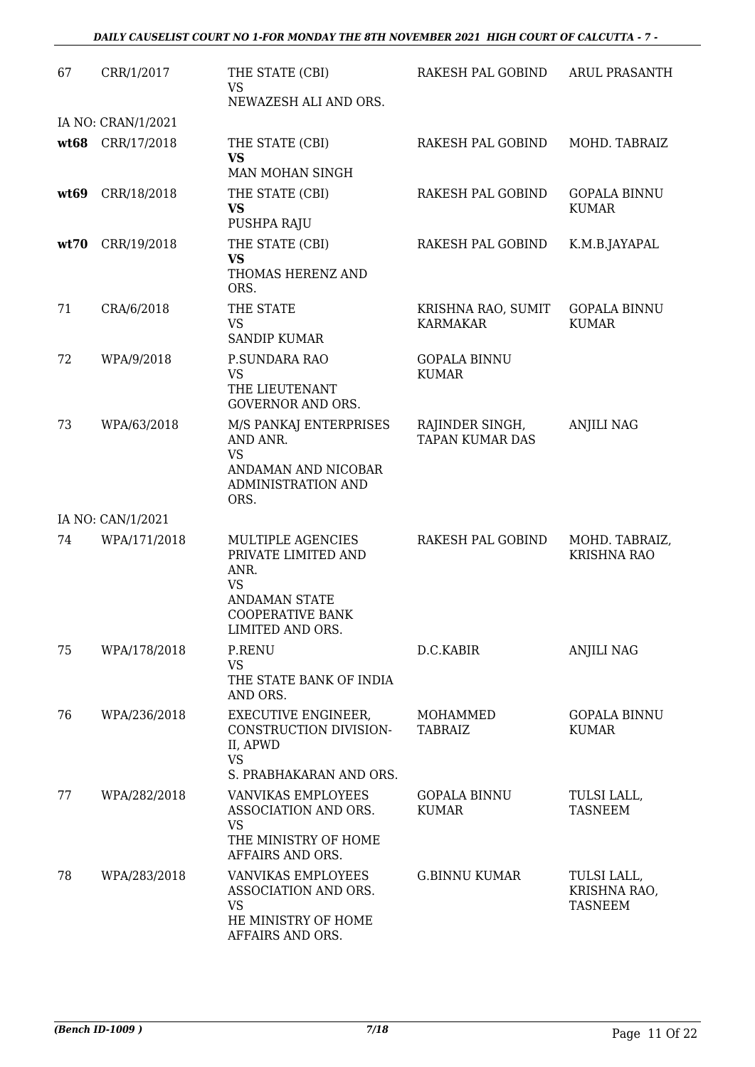| | | | | |
|---|---|---|---|---|
| 67 | CRR/1/2017 | THE STATE (CBI)<br>VS<br>NEWAZESH ALI AND ORS. | RAKESH PAL GOBIND | ARUL PRASANTH |
| IA NO: CRAN/1/2021 | | | | |
| **wt68** | CRR/17/2018 | THE STATE (CBI)<br>**VS**<br>MAN MOHAN SINGH | RAKESH PAL GOBIND | MOHD. TABRAIZ |
| **wt69** | CRR/18/2018 | THE STATE (CBI)<br>**VS**<br>PUSHPA RAJU | RAKESH PAL GOBIND | GOPALA BINNU KUMAR |
| **wt70** | CRR/19/2018 | THE STATE (CBI)<br>**VS**<br>THOMAS HERENZ AND ORS. | RAKESH PAL GOBIND | K.M.B.JAYAPAL |
| 71 | CRA/6/2018 | THE STATE<br>VS<br>SANDIP KUMAR | KRISHNA RAO, SUMIT KARMAKAR | GOPALA BINNU KUMAR |
| 72 | WPA/9/2018 | P.SUNDARA RAO<br>VS<br>THE LIEUTENANT GOVERNOR AND ORS. | GOPALA BINNU KUMAR | |
| 73 | WPA/63/2018 | M/S PANKAJ ENTERPRISES AND ANR.<br>VS<br>ANDAMAN AND NICOBAR ADMINISTRATION AND ORS. | RAJINDER SINGH, TAPAN KUMAR DAS | ANJILI NAG |
| IA NO: CAN/1/2021 | | | | |
| 74 | WPA/171/2018 | MULTIPLE AGENCIES PRIVATE LIMITED AND ANR.<br>VS<br>ANDAMAN STATE COOPERATIVE BANK LIMITED AND ORS. | RAKESH PAL GOBIND | MOHD. TABRAIZ, KRISHNA RAO |
| 75 | WPA/178/2018 | P.RENU<br>VS<br>THE STATE BANK OF INDIA AND ORS. | D.C.KABIR | ANJILI NAG |
| 76 | WPA/236/2018 | EXECUTIVE ENGINEER, CONSTRUCTION DIVISION-II, APWD<br>VS<br>S. PRABHAKARAN AND ORS. | MOHAMMED TABRAIZ | GOPALA BINNU KUMAR |
| 77 | WPA/282/2018 | VANVIKAS EMPLOYEES ASSOCIATION AND ORS.<br>VS<br>THE MINISTRY OF HOME AFFAIRS AND ORS. | GOPALA BINNU KUMAR | TULSI LALL, TASNEEM |
| 78 | WPA/283/2018 | VANVIKAS EMPLOYEES ASSOCIATION AND ORS.<br>VS<br>HE MINISTRY OF HOME AFFAIRS AND ORS. | G.BINNU KUMAR | TULSI LALL, KRISHNA RAO, TASNEEM |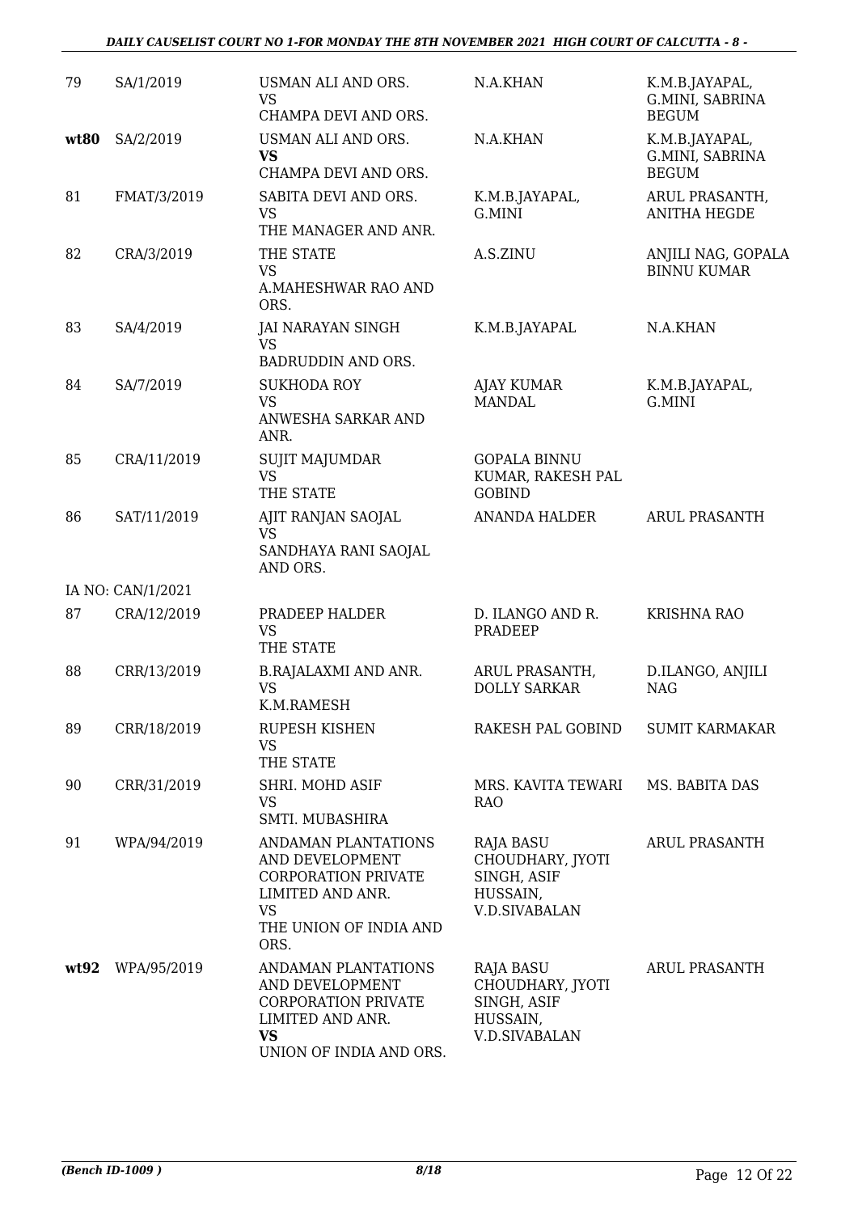| 79 | SA/1/2019 | USMAN ALI AND ORS.<br>VS<br>CHAMPA DEVI AND ORS. | N.A.KHAN | K.M.B.JAYAPAL, G.MINI, SABRINA BEGUM |
|---|---|---|---|---|
| **wt80** | SA/2/2019 | USMAN ALI AND ORS.<br>**VS**<br>CHAMPA DEVI AND ORS. | N.A.KHAN | K.M.B.JAYAPAL, G.MINI, SABRINA BEGUM |
| 81 | FMAT/3/2019 | SABITA DEVI AND ORS.<br>VS<br>THE MANAGER AND ANR. | K.M.B.JAYAPAL, G.MINI | ARUL PRASANTH, ANITHA HEGDE |
| 82 | CRA/3/2019 | THE STATE<br>VS<br>A.MAHESHWAR RAO AND ORS. | A.S.ZINU | ANJILI NAG, GOPALA BINNU KUMAR |
| 83 | SA/4/2019 | JAI NARAYAN SINGH<br>VS<br>BADRUDDIN AND ORS. | K.M.B.JAYAPAL | N.A.KHAN |
| 84 | SA/7/2019 | SUKHODA ROY<br>VS<br>ANWESHA SARKAR AND ANR. | AJAY KUMAR MANDAL | K.M.B.JAYAPAL, G.MINI |
| 85 | CRA/11/2019 | SUJIT MAJUMDAR<br>VS<br>THE STATE | GOPALA BINNU KUMAR, RAKESH PAL GOBIND | |
| 86 | SAT/11/2019 | AJIT RANJAN SAOJAL<br>VS<br>SANDHAYA RANI SAOJAL AND ORS. | ANANDA HALDER | ARUL PRASANTH |
| | IA NO: CAN/1/2021 | | | |
| 87 | CRA/12/2019 | PRADEEP HALDER<br>VS<br>THE STATE | D. ILANGO AND R. PRADEEP | KRISHNA RAO |
| 88 | CRR/13/2019 | B.RAJALAXMI AND ANR.<br>VS<br>K.M.RAMESH | ARUL PRASANTH, DOLLY SARKAR | D.ILANGO, ANJILI NAG |
| 89 | CRR/18/2019 | RUPESH KISHEN<br>VS<br>THE STATE | RAKESH PAL GOBIND | SUMIT KARMAKAR |
| 90 | CRR/31/2019 | SHRI. MOHD ASIF<br>VS<br>SMTI. MUBASHIRA | MRS. KAVITA TEWARI RAO | MS. BABITA DAS |
| 91 | WPA/94/2019 | ANDAMAN PLANTATIONS AND DEVELOPMENT CORPORATION PRIVATE LIMITED AND ANR.<br>VS<br>THE UNION OF INDIA AND ORS. | RAJA BASU CHOUDHARY, JYOTI SINGH, ASIF HUSSAIN, V.D.SIVABALAN | ARUL PRASANTH |
| **wt92** | WPA/95/2019 | ANDAMAN PLANTATIONS AND DEVELOPMENT CORPORATION PRIVATE LIMITED AND ANR.<br>**VS**<br>UNION OF INDIA AND ORS. | RAJA BASU CHOUDHARY, JYOTI SINGH, ASIF HUSSAIN, V.D.SIVABALAN | ARUL PRASANTH |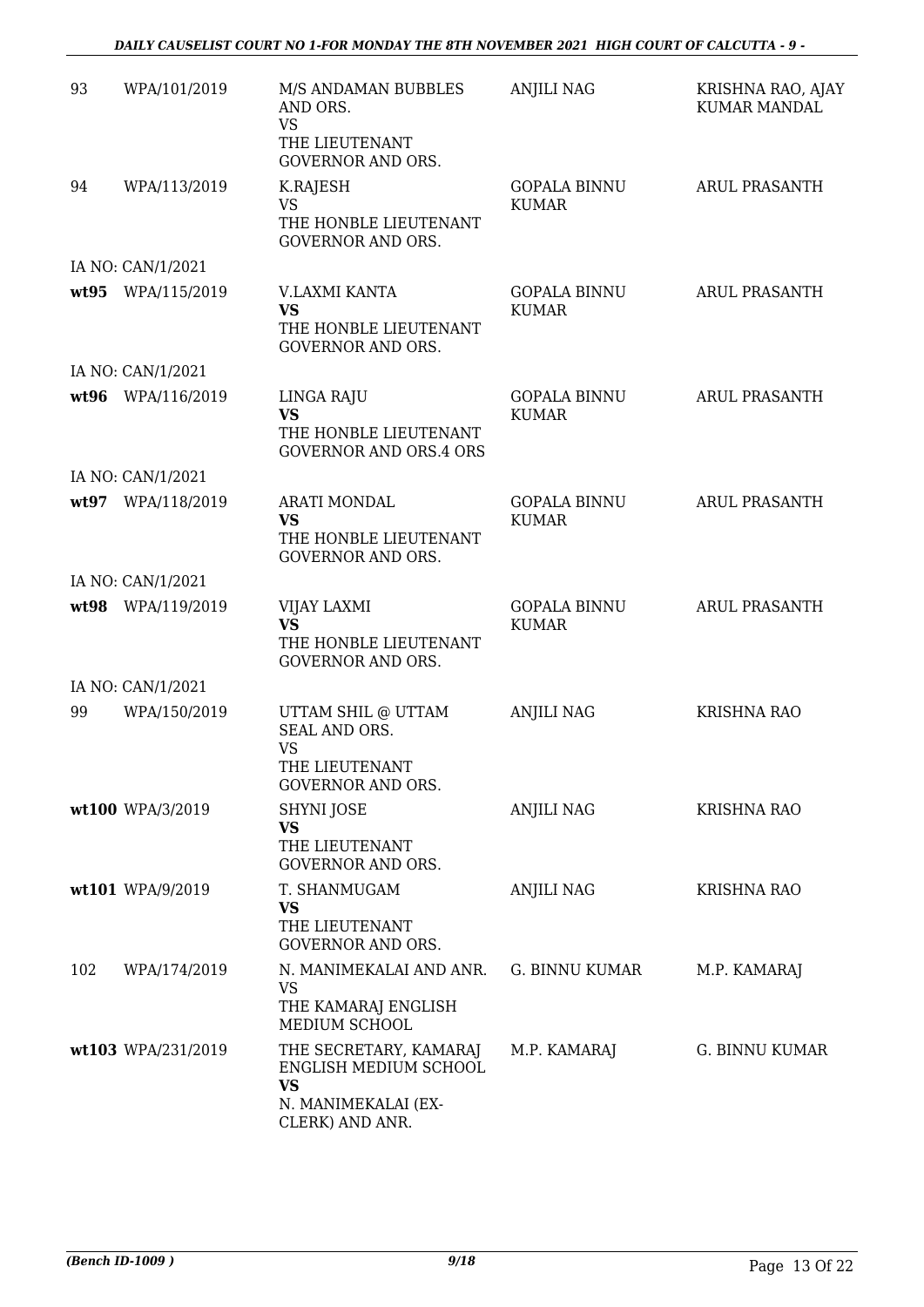| | | | | |
|---|---|---|---|---|
| 93 | WPA/101/2019 | M/S ANDAMAN BUBBLES AND ORS.<br>VS<br>THE LIEUTENANT GOVERNOR AND ORS. | ANJILI NAG | KRISHNA RAO, AJAY KUMAR MANDAL |
| 94 | WPA/113/2019 | K.RAJESH<br>VS<br>THE HONBLE LIEUTENANT GOVERNOR AND ORS. | GOPALA BINNU KUMAR | ARUL PRASANTH |
| | IA NO: CAN/1/2021 | | | |
| **wt95** | WPA/115/2019 | V.LAXMI KANTA<br>**VS**<br>THE HONBLE LIEUTENANT GOVERNOR AND ORS. | GOPALA BINNU KUMAR | ARUL PRASANTH |
| | IA NO: CAN/1/2021 | | | |
| **wt96** | WPA/116/2019 | LINGA RAJU<br>**VS**<br>THE HONBLE LIEUTENANT GOVERNOR AND ORS.4 ORS | GOPALA BINNU KUMAR | ARUL PRASANTH |
| | IA NO: CAN/1/2021 | | | |
| **wt97** | WPA/118/2019 | ARATI MONDAL<br>**VS**<br>THE HONBLE LIEUTENANT GOVERNOR AND ORS. | GOPALA BINNU KUMAR | ARUL PRASANTH |
| | IA NO: CAN/1/2021 | | | |
| **wt98** | WPA/119/2019 | VIJAY LAXMI<br>**VS**<br>THE HONBLE LIEUTENANT GOVERNOR AND ORS. | GOPALA BINNU KUMAR | ARUL PRASANTH |
| | IA NO: CAN/1/2021 | | | |
| 99 | WPA/150/2019 | UTTAM SHIL @ UTTAM SEAL AND ORS.<br>VS<br>THE LIEUTENANT GOVERNOR AND ORS. | ANJILI NAG | KRISHNA RAO |
| **wt100** | WPA/3/2019 | SHYNI JOSE<br>**VS**<br>THE LIEUTENANT GOVERNOR AND ORS. | ANJILI NAG | KRISHNA RAO |
| **wt101** | WPA/9/2019 | T. SHANMUGAM<br>**VS**<br>THE LIEUTENANT GOVERNOR AND ORS. | ANJILI NAG | KRISHNA RAO |
| 102 | WPA/174/2019 | N. MANIMEKALAI AND ANR.<br>VS<br>THE KAMARAJ ENGLISH MEDIUM SCHOOL | G. BINNU KUMAR | M.P. KAMARAJ |
| **wt103** | WPA/231/2019 | THE SECRETARY, KAMARAJ ENGLISH MEDIUM SCHOOL<br>**VS**<br>N. MANIMEKALAI (EX-CLERK) AND ANR. | M.P. KAMARAJ | G. BINNU KUMAR |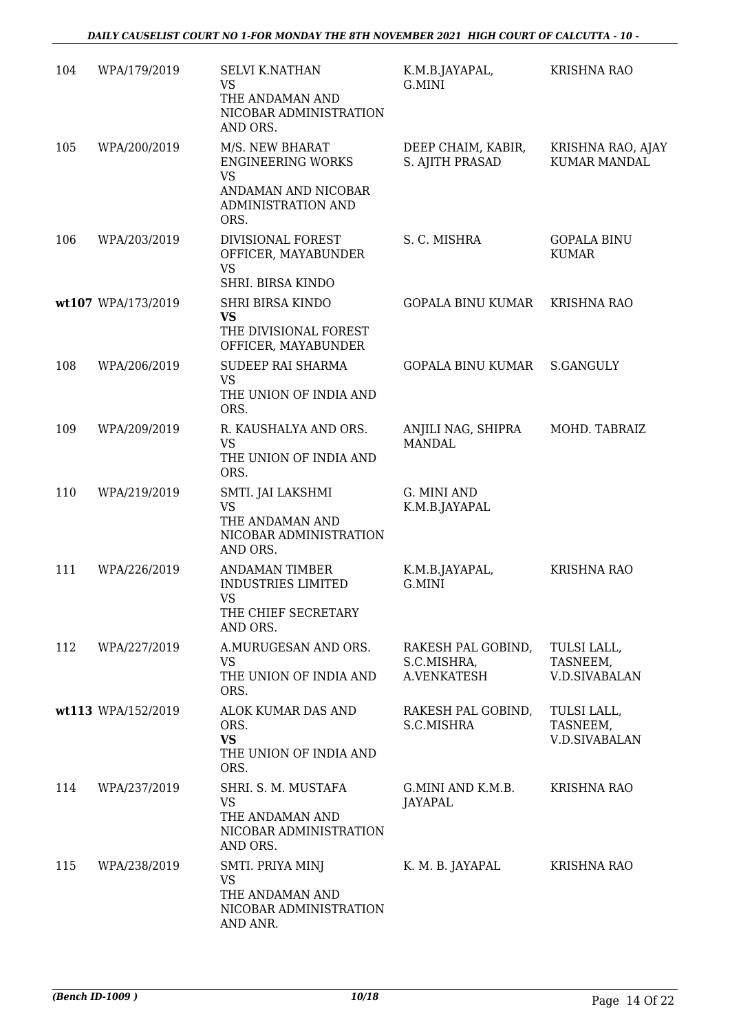| 104 | WPA/179/2019 | SELVI K.NATHAN<br>VS<br>THE ANDAMAN AND NICOBAR ADMINISTRATION AND ORS. | K.M.B.JAYAPAL, G.MINI | KRISHNA RAO |
|---|---|---|---|---|
| 105 | WPA/200/2019 | M/S. NEW BHARAT ENGINEERING WORKS<br>VS<br>ANDAMAN AND NICOBAR ADMINISTRATION AND ORS. | DEEP CHAIM, KABIR, S. AJITH PRASAD | KRISHNA RAO, AJAY KUMAR MANDAL |
| 106 | WPA/203/2019 | DIVISIONAL FOREST OFFICER, MAYABUNDER<br>VS<br>SHRI. BIRSA KINDO | S. C. MISHRA | GOPALA BINU KUMAR |
| wt107 | WPA/173/2019 | SHRI BIRSA KINDO<br>**VS**<br>THE DIVISIONAL FOREST OFFICER, MAYABUNDER | GOPALA BINU KUMAR | KRISHNA RAO |
| 108 | WPA/206/2019 | SUDEEP RAI SHARMA<br>VS<br>THE UNION OF INDIA AND ORS. | GOPALA BINU KUMAR | S.GANGULY |
| 109 | WPA/209/2019 | R. KAUSHALYA AND ORS.<br>VS<br>THE UNION OF INDIA AND ORS. | ANJILI NAG, SHIPRA MANDAL | MOHD. TABRAIZ |
| 110 | WPA/219/2019 | SMTI. JAI LAKSHMI<br>VS<br>THE ANDAMAN AND NICOBAR ADMINISTRATION AND ORS. | G. MINI AND K.M.B.JAYAPAL | |
| 111 | WPA/226/2019 | ANDAMAN TIMBER INDUSTRIES LIMITED<br>VS<br>THE CHIEF SECRETARY AND ORS. | K.M.B.JAYAPAL, G.MINI | KRISHNA RAO |
| 112 | WPA/227/2019 | A.MURUGESAN AND ORS.<br>VS<br>THE UNION OF INDIA AND ORS. | RAKESH PAL GOBIND, S.C.MISHRA, A.VENKATESH | TULSI LALL, TASNEEM, V.D.SIVABALAN |
| wt113 | WPA/152/2019 | ALOK KUMAR DAS AND ORS.<br>**VS**<br>THE UNION OF INDIA AND ORS. | RAKESH PAL GOBIND, S.C.MISHRA | TULSI LALL, TASNEEM, V.D.SIVABALAN |
| 114 | WPA/237/2019 | SHRI. S. M. MUSTAFA<br>VS<br>THE ANDAMAN AND NICOBAR ADMINISTRATION AND ORS. | G.MINI AND K.M.B. JAYAPAL | KRISHNA RAO |
| 115 | WPA/238/2019 | SMTI. PRIYA MINJ<br>VS<br>THE ANDAMAN AND NICOBAR ADMINISTRATION AND ANR. | K. M. B. JAYAPAL | KRISHNA RAO |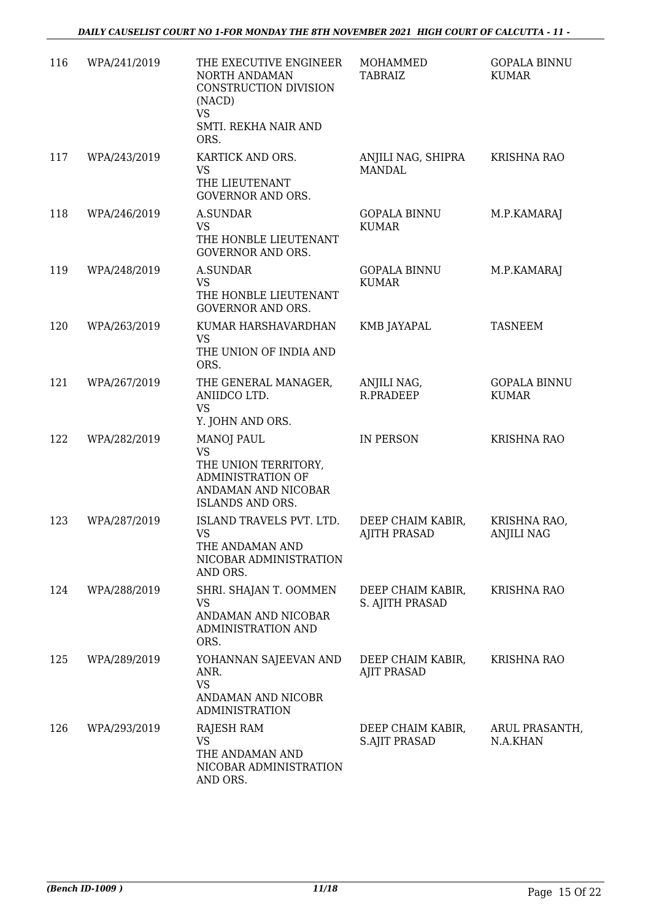| 116 | WPA/241/2019 | THE EXECUTIVE ENGINEER NORTH ANDAMAN CONSTRUCTION DIVISION (NACD) VS SMTI. REKHA NAIR AND ORS. | MOHAMMED TABRAIZ | GOPALA BINNU KUMAR |
|---|---|---|---|---|
| 117 | WPA/243/2019 | KARTICK AND ORS. VS THE LIEUTENANT GOVERNOR AND ORS. | ANJILI NAG, SHIPRA MANDAL | KRISHNA RAO |
| 118 | WPA/246/2019 | A.SUNDAR VS THE HONBLE LIEUTENANT GOVERNOR AND ORS. | GOPALA BINNU KUMAR | M.P.KAMARAJ |
| 119 | WPA/248/2019 | A.SUNDAR VS THE HONBLE LIEUTENANT GOVERNOR AND ORS. | GOPALA BINNU KUMAR | M.P.KAMARAJ |
| 120 | WPA/263/2019 | KUMAR HARSHAVARDHAN VS THE UNION OF INDIA AND ORS. | KMB JAYAPAL | TASNEEM |
| 121 | WPA/267/2019 | THE GENERAL MANAGER, ANIIDCO LTD. VS Y. JOHN AND ORS. | ANJILI NAG, R.PRADEEP | GOPALA BINNU KUMAR |
| 122 | WPA/282/2019 | MANOJ PAUL VS THE UNION TERRITORY, ADMINISTRATION OF ANDAMAN AND NICOBAR ISLANDS AND ORS. | IN PERSON | KRISHNA RAO |
| 123 | WPA/287/2019 | ISLAND TRAVELS PVT. LTD. VS THE ANDAMAN AND NICOBAR ADMINISTRATION AND ORS. | DEEP CHAIM KABIR, AJITH PRASAD | KRISHNA RAO, ANJILI NAG |
| 124 | WPA/288/2019 | SHRI. SHAJAN T. OOMMEN VS ANDAMAN AND NICOBAR ADMINISTRATION AND ORS. | DEEP CHAIM KABIR, S. AJITH PRASAD | KRISHNA RAO |
| 125 | WPA/289/2019 | YOHANNAN SAJEEVAN AND ANR. VS ANDAMAN AND NICOBR ADMINISTRATION | DEEP CHAIM KABIR, AJIT PRASAD | KRISHNA RAO |
| 126 | WPA/293/2019 | RAJESH RAM VS THE ANDAMAN AND NICOBAR ADMINISTRATION AND ORS. | DEEP CHAIM KABIR, S.AJIT PRASAD | ARUL PRASANTH, N.A.KHAN |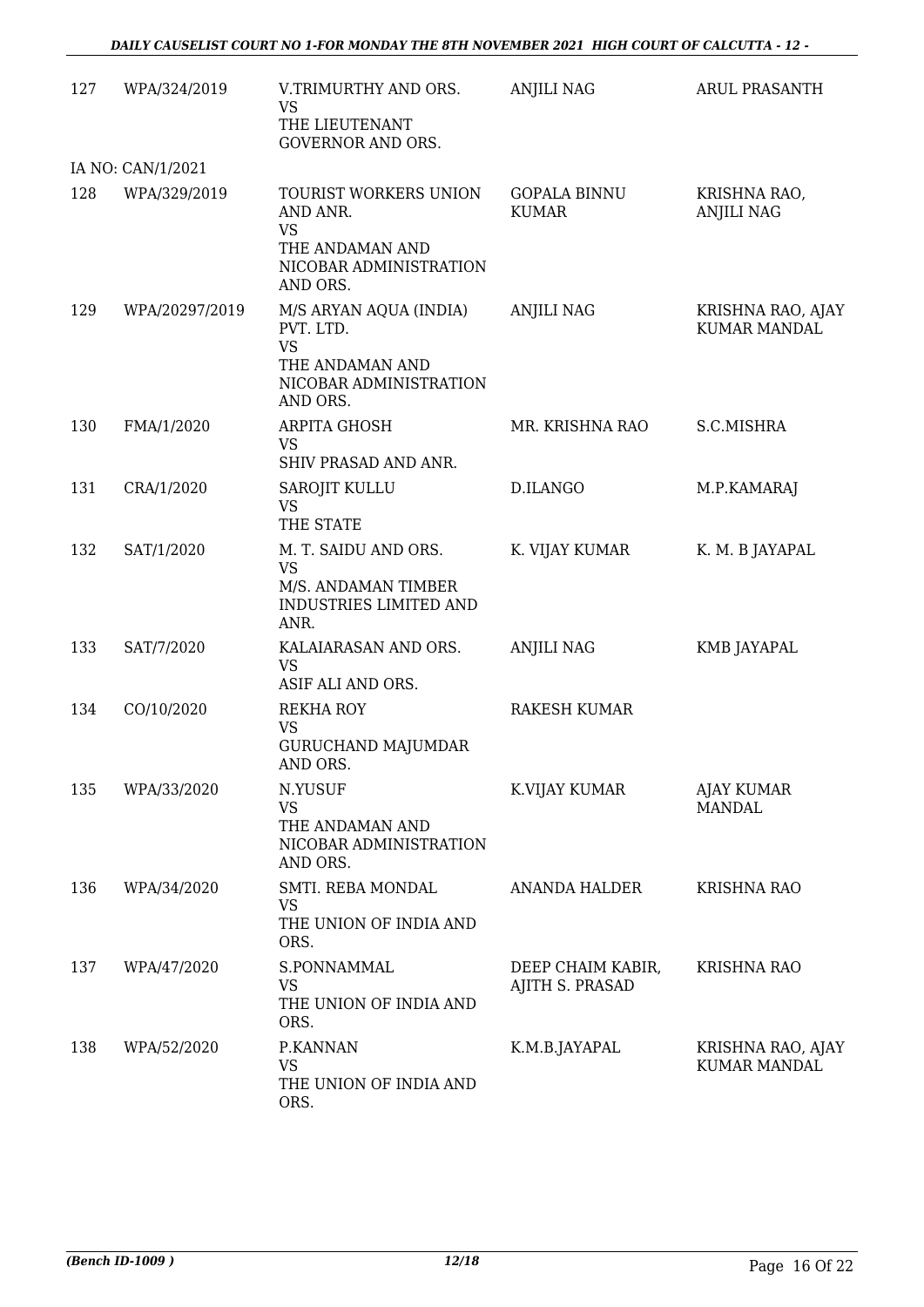| 127 | WPA/324/2019 | V.TRIMURTHY AND ORS.<br>VS<br>THE LIEUTENANT GOVERNOR AND ORS. | ANJILI NAG | ARUL PRASANTH |
|---|---|---|---|---|
| IA NO: CAN/1/2021 | | | | |
| 128 | WPA/329/2019 | TOURIST WORKERS UNION AND ANR.<br>VS<br>THE ANDAMAN AND NICOBAR ADMINISTRATION AND ORS. | GOPALA BINNU KUMAR | KRISHNA RAO, ANJILI NAG |
| 129 | WPA/20297/2019 | M/S ARYAN AQUA (INDIA) PVT. LTD.<br>VS<br>THE ANDAMAN AND NICOBAR ADMINISTRATION AND ORS. | ANJILI NAG | KRISHNA RAO, AJAY KUMAR MANDAL |
| 130 | FMA/1/2020 | ARPITA GHOSH<br>VS<br>SHIV PRASAD AND ANR. | MR. KRISHNA RAO | S.C.MISHRA |
| 131 | CRA/1/2020 | SAROJIT KULLU<br>VS<br>THE STATE | D.ILANGO | M.P.KAMARAJ |
| 132 | SAT/1/2020 | M. T. SAIDU AND ORS.<br>VS<br>M/S. ANDAMAN TIMBER INDUSTRIES LIMITED AND ANR. | K. VIJAY KUMAR | K. M. B JAYAPAL |
| 133 | SAT/7/2020 | KALAIARASAN AND ORS.<br>VS<br>ASIF ALI AND ORS. | ANJILI NAG | KMB JAYAPAL |
| 134 | CO/10/2020 | REKHA ROY<br>VS<br>GURUCHAND MAJUMDAR AND ORS. | RAKESH KUMAR | |
| 135 | WPA/33/2020 | N.YUSUF<br>VS<br>THE ANDAMAN AND NICOBAR ADMINISTRATION AND ORS. | K.VIJAY KUMAR | AJAY KUMAR MANDAL |
| 136 | WPA/34/2020 | SMTI. REBA MONDAL<br>VS<br>THE UNION OF INDIA AND ORS. | ANANDA HALDER | KRISHNA RAO |
| 137 | WPA/47/2020 | S.PONNAMMAL<br>VS<br>THE UNION OF INDIA AND ORS. | DEEP CHAIM KABIR, AJITH S. PRASAD | KRISHNA RAO |
| 138 | WPA/52/2020 | P.KANNAN<br>VS<br>THE UNION OF INDIA AND ORS. | K.M.B.JAYAPAL | KRISHNA RAO, AJAY KUMAR MANDAL |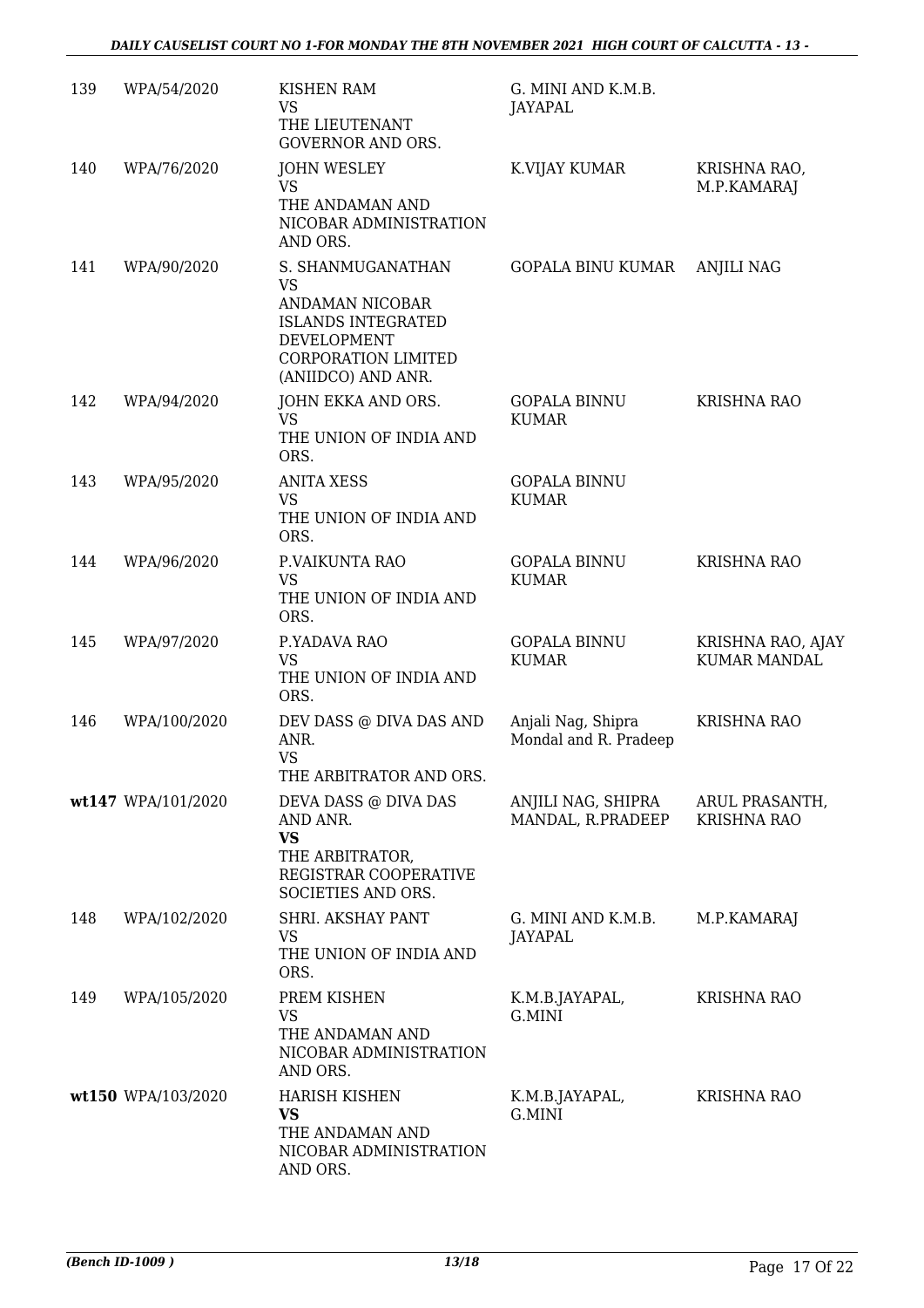| 139 | WPA/54/2020 | KISHEN RAM<br>VS<br>THE LIEUTENANT GOVERNOR AND ORS. | G. MINI AND K.M.B. JAYAPAL | |
|---|---|---|---|---|
| 140 | WPA/76/2020 | JOHN WESLEY<br>VS<br>THE ANDAMAN AND NICOBAR ADMINISTRATION AND ORS. | K.VIJAY KUMAR | KRISHNA RAO, M.P.KAMARAJ |
| 141 | WPA/90/2020 | S. SHANMUGANATHAN<br>VS<br>ANDAMAN NICOBAR ISLANDS INTEGRATED DEVELOPMENT CORPORATION LIMITED (ANIIDCO) AND ANR. | GOPALA BINU KUMAR | ANJILI NAG |
| 142 | WPA/94/2020 | JOHN EKKA AND ORS.<br>VS<br>THE UNION OF INDIA AND ORS. | GOPALA BINNU KUMAR | KRISHNA RAO |
| 143 | WPA/95/2020 | ANITA XESS<br>VS<br>THE UNION OF INDIA AND ORS. | GOPALA BINNU KUMAR | |
| 144 | WPA/96/2020 | P.VAIKUNTA RAO<br>VS<br>THE UNION OF INDIA AND ORS. | GOPALA BINNU KUMAR | KRISHNA RAO |
| 145 | WPA/97/2020 | P.YADAVA RAO<br>VS<br>THE UNION OF INDIA AND ORS. | GOPALA BINNU KUMAR | KRISHNA RAO, AJAY KUMAR MANDAL |
| 146 | WPA/100/2020 | DEV DASS @ DIVA DAS AND ANR.<br>VS<br>THE ARBITRATOR AND ORS. | Anjali Nag, Shipra Mondal and R. Pradeep | KRISHNA RAO |
| **wt**147 | WPA/101/2020 | DEVA DASS @ DIVA DAS AND ANR.<br>**VS**<br>THE ARBITRATOR, REGISTRAR COOPERATIVE SOCIETIES AND ORS. | ANJILI NAG, SHIPRA MANDAL, R.PRADEEP | ARUL PRASANTH, KRISHNA RAO |
| 148 | WPA/102/2020 | SHRI. AKSHAY PANT<br>VS<br>THE UNION OF INDIA AND ORS. | G. MINI AND K.M.B. JAYAPAL | M.P.KAMARAJ |
| 149 | WPA/105/2020 | PREM KISHEN<br>VS<br>THE ANDAMAN AND NICOBAR ADMINISTRATION AND ORS. | K.M.B.JAYAPAL, G.MINI | KRISHNA RAO |
| **wt**150 | WPA/103/2020 | HARISH KISHEN<br>**VS**<br>THE ANDAMAN AND NICOBAR ADMINISTRATION AND ORS. | K.M.B.JAYAPAL, G.MINI | KRISHNA RAO |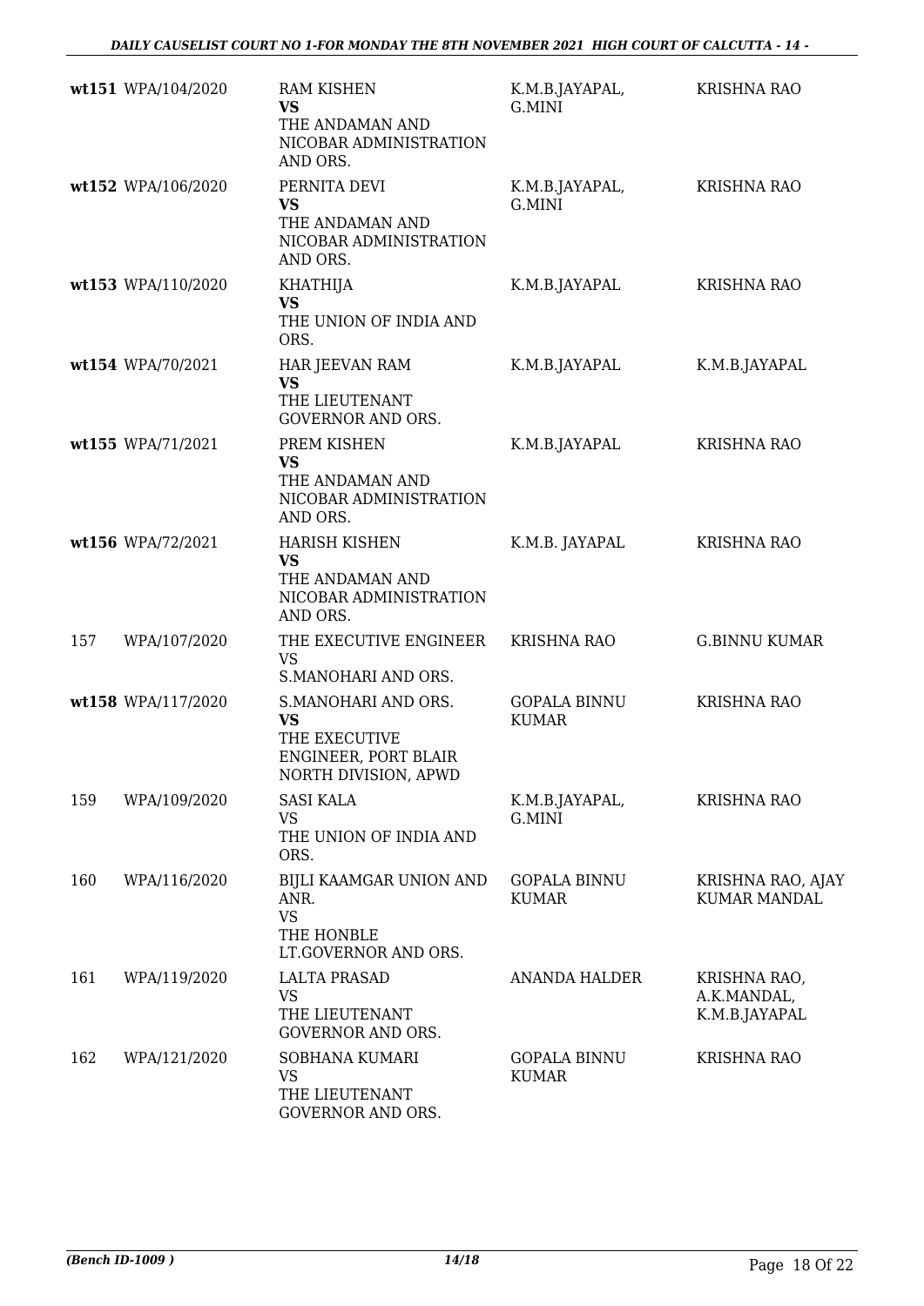| | | | | |
|---|---|---|---|---|
| wt151 | WPA/104/2020 | RAM KISHEN<br>**VS**<br>THE ANDAMAN AND NICOBAR ADMINISTRATION AND ORS. | K.M.B.JAYAPAL, G.MINI | KRISHNA RAO |
| wt152 | WPA/106/2020 | PERNITA DEVI<br>**VS**<br>THE ANDAMAN AND NICOBAR ADMINISTRATION AND ORS. | K.M.B.JAYAPAL, G.MINI | KRISHNA RAO |
| wt153 | WPA/110/2020 | KHATHIJA<br>**VS**<br>THE UNION OF INDIA AND ORS. | K.M.B.JAYAPAL | KRISHNA RAO |
| wt154 | WPA/70/2021 | HAR JEEVAN RAM<br>**VS**<br>THE LIEUTENANT GOVERNOR AND ORS. | K.M.B.JAYAPAL | K.M.B.JAYAPAL |
| wt155 | WPA/71/2021 | PREM KISHEN<br>**VS**<br>THE ANDAMAN AND NICOBAR ADMINISTRATION AND ORS. | K.M.B.JAYAPAL | KRISHNA RAO |
| wt156 | WPA/72/2021 | HARISH KISHEN<br>**VS**<br>THE ANDAMAN AND NICOBAR ADMINISTRATION AND ORS. | K.M.B. JAYAPAL | KRISHNA RAO |
| 157 | WPA/107/2020 | THE EXECUTIVE ENGINEER<br>VS<br>S.MANOHARI AND ORS. | KRISHNA RAO | G.BINNU KUMAR |
| wt158 | WPA/117/2020 | S.MANOHARI AND ORS.<br>**VS**<br>THE EXECUTIVE ENGINEER, PORT BLAIR NORTH DIVISION, APWD | GOPALA BINNU KUMAR | KRISHNA RAO |
| 159 | WPA/109/2020 | SASI KALA<br>VS<br>THE UNION OF INDIA AND ORS. | K.M.B.JAYAPAL, G.MINI | KRISHNA RAO |
| 160 | WPA/116/2020 | BIJLI KAAMGAR UNION AND ANR.<br>VS<br>THE HONBLE LT.GOVERNOR AND ORS. | GOPALA BINNU KUMAR | KRISHNA RAO, AJAY KUMAR MANDAL |
| 161 | WPA/119/2020 | LALTA PRASAD<br>VS<br>THE LIEUTENANT GOVERNOR AND ORS. | ANANDA HALDER | KRISHNA RAO, A.K.MANDAL, K.M.B.JAYAPAL |
| 162 | WPA/121/2020 | SOBHANA KUMARI<br>VS<br>THE LIEUTENANT GOVERNOR AND ORS. | GOPALA BINNU KUMAR | KRISHNA RAO |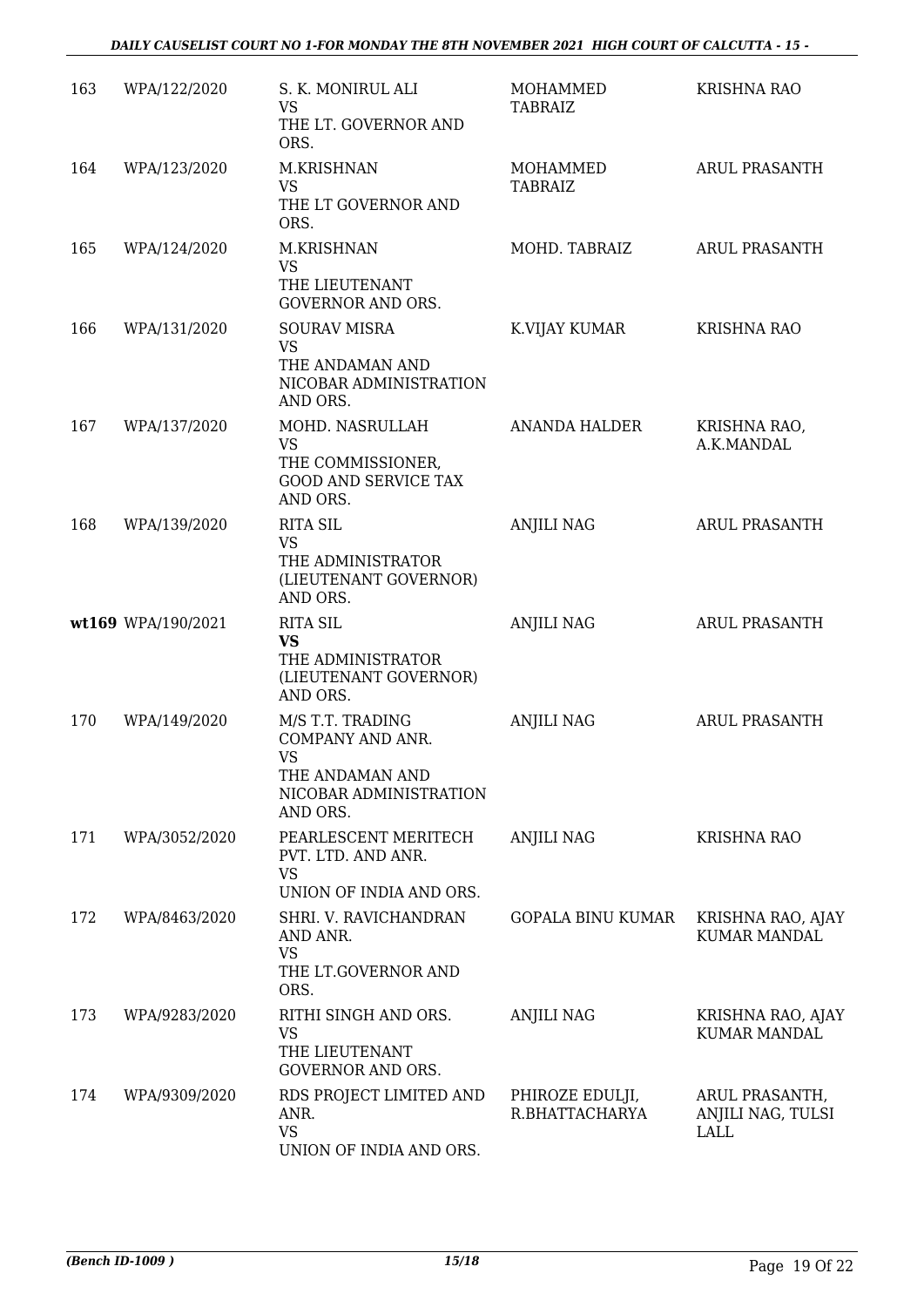| 163 | WPA/122/2020 | S. K. MONIRUL ALI<br>VS<br>THE LT. GOVERNOR AND ORS. | MOHAMMED TABRAIZ | KRISHNA RAO |
|---|---|---|---|---|
| 164 | WPA/123/2020 | M.KRISHNAN<br>VS<br>THE LT GOVERNOR AND ORS. | MOHAMMED TABRAIZ | ARUL PRASANTH |
| 165 | WPA/124/2020 | M.KRISHNAN<br>VS<br>THE LIEUTENANT GOVERNOR AND ORS. | MOHD. TABRAIZ | ARUL PRASANTH |
| 166 | WPA/131/2020 | SOURAV MISRA<br>VS<br>THE ANDAMAN AND NICOBAR ADMINISTRATION AND ORS. | K.VIJAY KUMAR | KRISHNA RAO |
| 167 | WPA/137/2020 | MOHD. NASRULLAH<br>VS<br>THE COMMISSIONER, GOOD AND SERVICE TAX AND ORS. | ANANDA HALDER | KRISHNA RAO, A.K.MANDAL |
| 168 | WPA/139/2020 | RITA SIL<br>VS<br>THE ADMINISTRATOR (LIEUTENANT GOVERNOR) AND ORS. | ANJILI NAG | ARUL PRASANTH |
| wt169 | WPA/190/2021 | RITA SIL<br>**VS**<br>THE ADMINISTRATOR (LIEUTENANT GOVERNOR) AND ORS. | ANJILI NAG | ARUL PRASANTH |
| 170 | WPA/149/2020 | M/S T.T. TRADING COMPANY AND ANR.<br>VS<br>THE ANDAMAN AND NICOBAR ADMINISTRATION AND ORS. | ANJILI NAG | ARUL PRASANTH |
| 171 | WPA/3052/2020 | PEARLESCENT MERITECH PVT. LTD. AND ANR.<br>VS<br>UNION OF INDIA AND ORS. | ANJILI NAG | KRISHNA RAO |
| 172 | WPA/8463/2020 | SHRI. V. RAVICHANDRAN AND ANR.<br>VS<br>THE LT.GOVERNOR AND ORS. | GOPALA BINU KUMAR | KRISHNA RAO, AJAY KUMAR MANDAL |
| 173 | WPA/9283/2020 | RITHI SINGH AND ORS.<br>VS<br>THE LIEUTENANT GOVERNOR AND ORS. | ANJILI NAG | KRISHNA RAO, AJAY KUMAR MANDAL |
| 174 | WPA/9309/2020 | RDS PROJECT LIMITED AND ANR.<br>VS<br>UNION OF INDIA AND ORS. | PHIROZE EDULJI, R.BHATTACHARYA | ARUL PRASANTH, ANJILI NAG, TULSI LALL |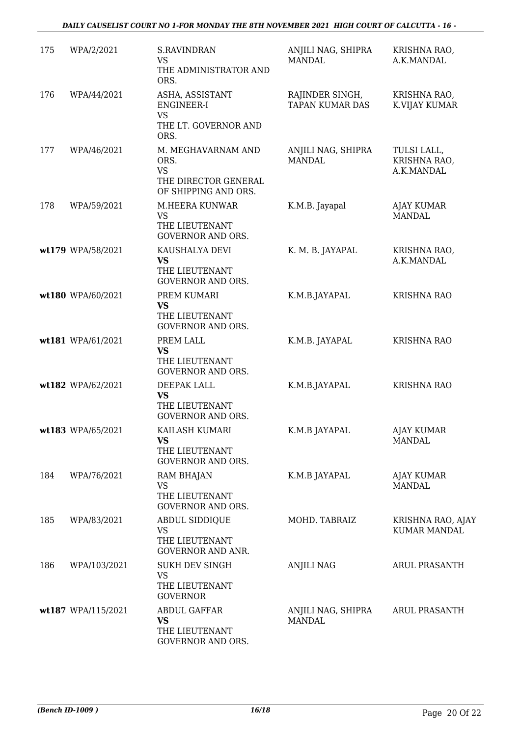| | | | | |
|---|---|---|---|---|
| 175 | WPA/2/2021 | S.RAVINDRAN<br>VS<br>THE ADMINISTRATOR AND ORS. | ANJILI NAG, SHIPRA MANDAL | KRISHNA RAO, A.K.MANDAL |
| 176 | WPA/44/2021 | ASHA, ASSISTANT ENGINEER-I<br>VS<br>THE LT. GOVERNOR AND ORS. | RAJINDER SINGH, TAPAN KUMAR DAS | KRISHNA RAO, K.VIJAY KUMAR |
| 177 | WPA/46/2021 | M. MEGHAVARNAM AND ORS.<br>VS<br>THE DIRECTOR GENERAL OF SHIPPING AND ORS. | ANJILI NAG, SHIPRA MANDAL | TULSI LALL, KRISHNA RAO, A.K.MANDAL |
| 178 | WPA/59/2021 | M.HEERA KUNWAR<br>VS<br>THE LIEUTENANT GOVERNOR AND ORS. | K.M.B. Jayapal | AJAY KUMAR MANDAL |
| wt179 | WPA/58/2021 | KAUSHALYA DEVI<br>**VS**<br>THE LIEUTENANT GOVERNOR AND ORS. | K. M. B. JAYAPAL | KRISHNA RAO, A.K.MANDAL |
| wt180 | WPA/60/2021 | PREM KUMARI<br>**VS**<br>THE LIEUTENANT GOVERNOR AND ORS. | K.M.B.JAYAPAL | KRISHNA RAO |
| wt181 | WPA/61/2021 | PREM LALL<br>**VS**<br>THE LIEUTENANT GOVERNOR AND ORS. | K.M.B. JAYAPAL | KRISHNA RAO |
| wt182 | WPA/62/2021 | DEEPAK LALL<br>**VS**<br>THE LIEUTENANT GOVERNOR AND ORS. | K.M.B.JAYAPAL | KRISHNA RAO |
| wt183 | WPA/65/2021 | KAILASH KUMARI<br>**VS**<br>THE LIEUTENANT GOVERNOR AND ORS. | K.M.B JAYAPAL | AJAY KUMAR MANDAL |
| 184 | WPA/76/2021 | RAM BHAJAN<br>VS<br>THE LIEUTENANT GOVERNOR AND ORS. | K.M.B JAYAPAL | AJAY KUMAR MANDAL |
| 185 | WPA/83/2021 | ABDUL SIDDIQUE<br>VS<br>THE LIEUTENANT GOVERNOR AND ANR. | MOHD. TABRAIZ | KRISHNA RAO, AJAY KUMAR MANDAL |
| 186 | WPA/103/2021 | SUKH DEV SINGH<br>VS<br>THE LIEUTENANT GOVERNOR | ANJILI NAG | ARUL PRASANTH |
| wt187 | WPA/115/2021 | ABDUL GAFFAR<br>**VS**<br>THE LIEUTENANT GOVERNOR AND ORS. | ANJILI NAG, SHIPRA MANDAL | ARUL PRASANTH |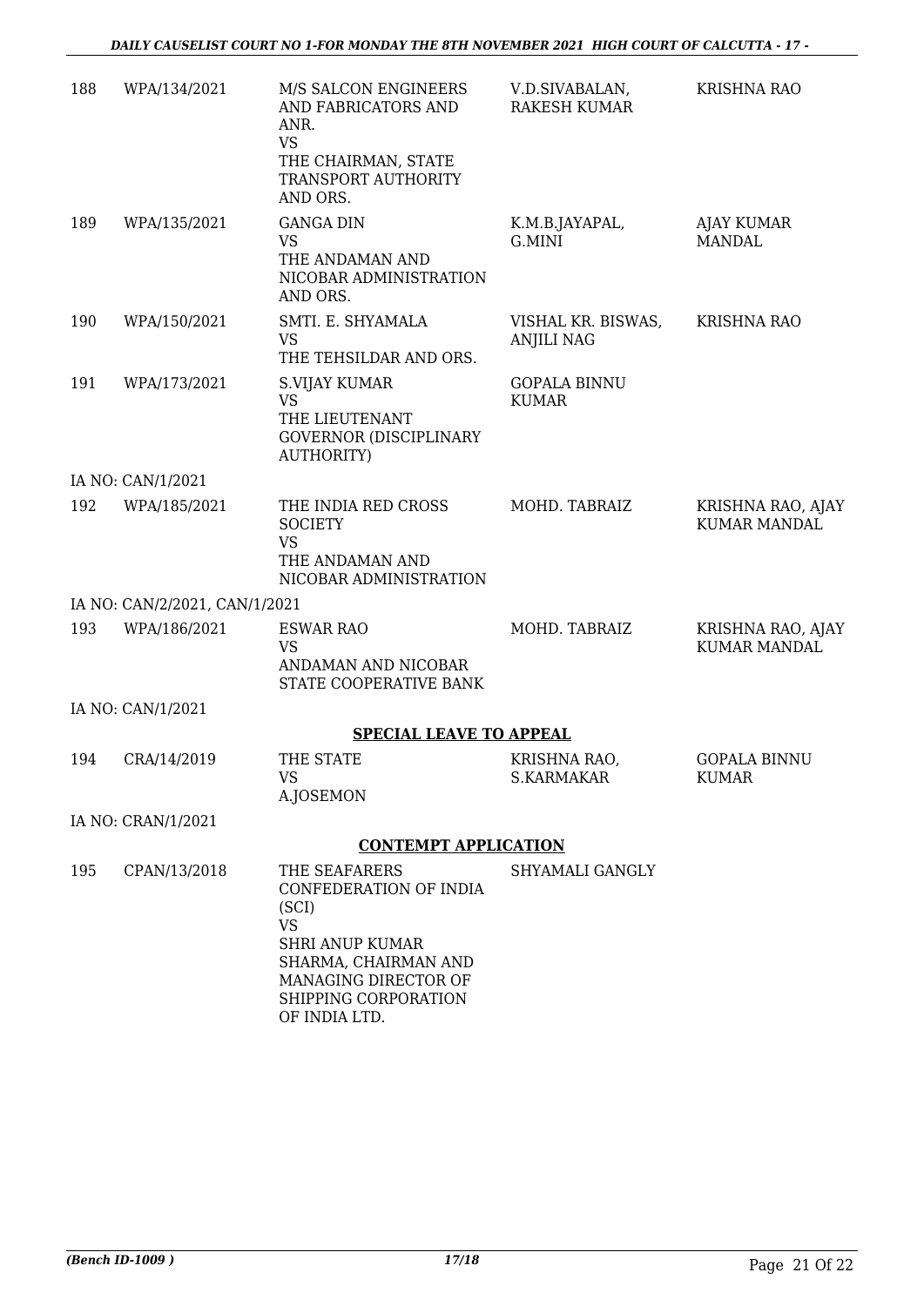| 188 | WPA/134/2021 | M/S SALCON ENGINEERS AND FABRICATORS AND ANR.<br>VS<br>THE CHAIRMAN, STATE TRANSPORT AUTHORITY AND ORS. | V.D.SIVABALAN, RAKESH KUMAR | KRISHNA RAO |
|---|---|---|---|---|
| 189 | WPA/135/2021 | GANGA DIN<br>VS<br>THE ANDAMAN AND NICOBAR ADMINISTRATION AND ORS. | K.M.B.JAYAPAL, G.MINI | AJAY KUMAR MANDAL |
| 190 | WPA/150/2021 | SMTI. E. SHYAMALA<br>VS<br>THE TEHSILDAR AND ORS. | VISHAL KR. BISWAS, ANJILI NAG | KRISHNA RAO |
| 191 | WPA/173/2021 | S.VIJAY KUMAR<br>VS<br>THE LIEUTENANT GOVERNOR (DISCIPLINARY AUTHORITY) | GOPALA BINNU KUMAR | |
| | IA NO: CAN/1/2021 | | | |
| 192 | WPA/185/2021 | THE INDIA RED CROSS SOCIETY<br>VS<br>THE ANDAMAN AND NICOBAR ADMINISTRATION | MOHD. TABRAIZ | KRISHNA RAO, AJAY KUMAR MANDAL |
| | IA NO: CAN/2/2021, CAN/1/2021 | | | |
| 193 | WPA/186/2021 | ESWAR RAO<br>VS<br>ANDAMAN AND NICOBAR STATE COOPERATIVE BANK | MOHD. TABRAIZ | KRISHNA RAO, AJAY KUMAR MANDAL |
| | IA NO: CAN/1/2021 | | | |

**SPECIAL LEAVE TO APPEAL**

| 194 | CRA/14/2019 | THE STATE<br>VS<br>A.JOSEMON | KRISHNA RAO, S.KARMAKAR | GOPALA BINNU KUMAR |
|---|---|---|---|---|
| | IA NO: CRAN/1/2021 | | | |

**CONTEMPT APPLICATION**

| 195 | CPAN/13/2018 | THE SEAFARERS CONFEDERATION OF INDIA (SCI)<br>VS<br>SHRI ANUP KUMAR SHARMA, CHAIRMAN AND MANAGING DIRECTOR OF SHIPPING CORPORATION OF INDIA LTD. | SHYAMALI GANGLY | |
|---|---|---|---|---|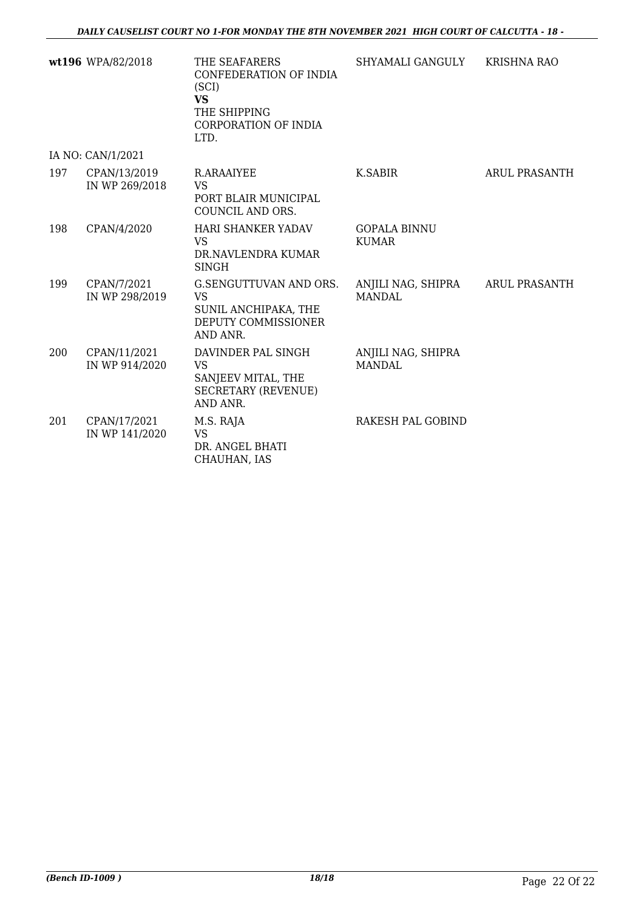| | | | | |
|---|---|---|---|---|
| **wt196** | WPA/82/2018 | THE SEAFARERS CONFEDERATION OF INDIA (SCI)<br>**VS**<br>THE SHIPPING CORPORATION OF INDIA LTD. | SHYAMALI GANGULY | KRISHNA RAO |
| IA NO: CAN/1/2021 | | | | |
| 197 | CPAN/13/2019 IN WP 269/2018 | R.ARAAIYEE<br>VS<br>PORT BLAIR MUNICIPAL COUNCIL AND ORS. | K.SABIR | ARUL PRASANTH |
| 198 | CPAN/4/2020 | HARI SHANKER YADAV<br>VS<br>DR.NAVLENDRA KUMAR SINGH | GOPALA BINNU KUMAR | |
| 199 | CPAN/7/2021 IN WP 298/2019 | G.SENGUTTUVAN AND ORS.<br>VS<br>SUNIL ANCHIPAKA, THE DEPUTY COMMISSIONER AND ANR. | ANJILI NAG, SHIPRA MANDAL | ARUL PRASANTH |
| 200 | CPAN/11/2021 IN WP 914/2020 | DAVINDER PAL SINGH<br>VS<br>SANJEEV MITAL, THE SECRETARY (REVENUE) AND ANR. | ANJILI NAG, SHIPRA MANDAL | |
| 201 | CPAN/17/2021 IN WP 141/2020 | M.S. RAJA<br>VS<br>DR. ANGEL BHATI CHAUHAN, IAS | RAKESH PAL GOBIND | |